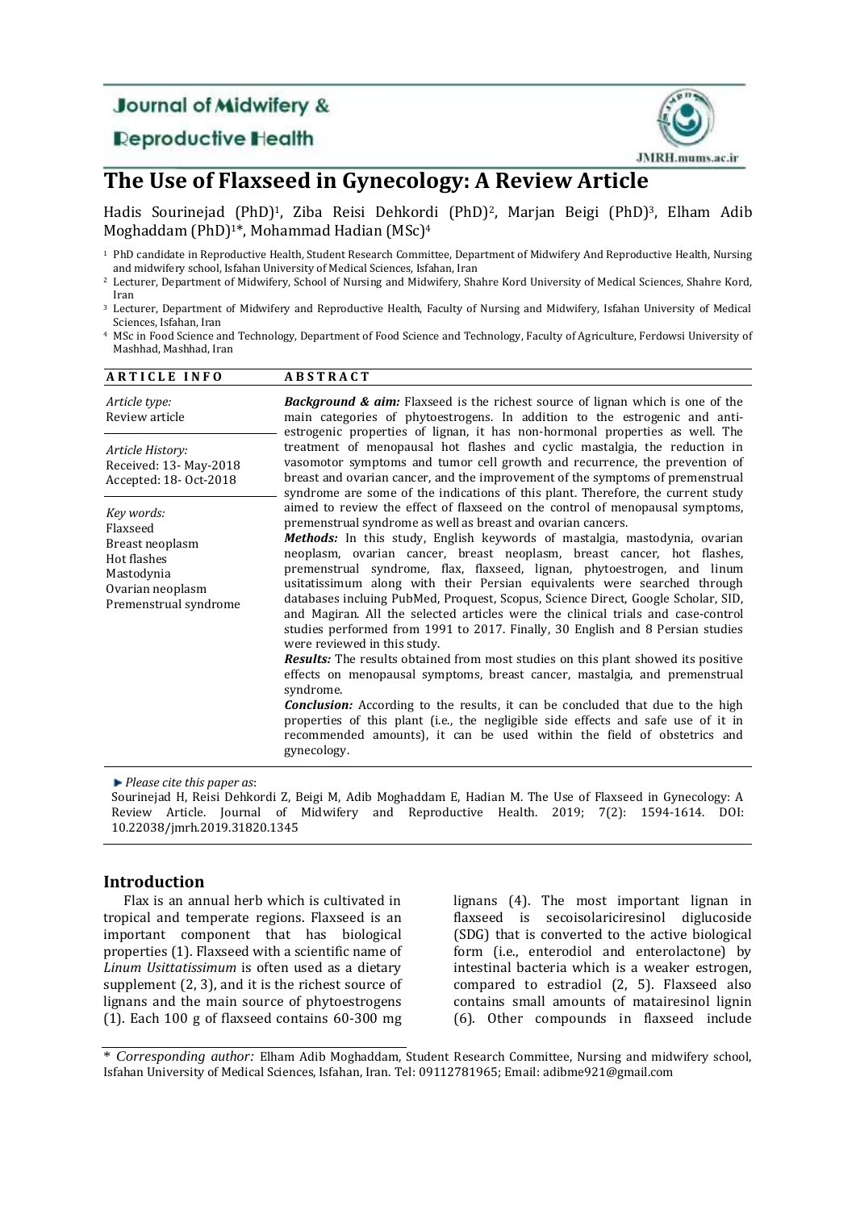Journal of Midwifery & Reproductive Health

JMRH.mums.ac.ir

# The Use of Flaxseed in Gynecology: A Review Article

Hadis Sourinejad (PhD)[1], Ziba Reisi Dehkordi (PhD)[2], Marjan Beigi (PhD)[3], Elham Adib Moghaddam (PhD)[1]*, Mohammad Hadian (MSc)[4]

[1] PhD candidate in Reproductive Health, Student Research Committee, Department of Midwifery And Reproductive Health, Nursing and midwifery school, Isfahan University of Medical Sciences, Isfahan, Iran

[2] Lecturer, Department of Midwifery, School of Nursing and Midwifery, Shahre Kord University of Medical Sciences, Shahre Kord, Iran

[3] Lecturer, Department of Midwifery and Reproductive Health, Faculty of Nursing and Midwifery, Isfahan University of Medical Sciences, Isfahan, Iran

[4] MSc in Food Science and Technology, Department of Food Science and Technology, Faculty of Agriculture, Ferdowsi University of Mashhad, Mashhad, Iran

**ARTICLE INFO**

*Article type:*
Review article

*Article History:*
Received: 13- May-2018
Accepted: 18- Oct-2018

*Key words:*
Flaxseed
Breast neoplasm
Hot flashes
Mastodynia
Ovarian neoplasm
Premenstrual syndrome

**ABSTRACT**

***Background & aim:*** Flaxseed is the richest source of lignan which is one of the main categories of phytoestrogens. In addition to the estrogenic and anti-estrogenic properties of lignan, it has non-hormonal properties as well. The treatment of menopausal hot flashes and cyclic mastalgia, the reduction in vasomotor symptoms and tumor cell growth and recurrence, the prevention of breast and ovarian cancer, and the improvement of the symptoms of premenstrual syndrome are some of the indications of this plant. Therefore, the current study aimed to review the effect of flaxseed on the control of menopausal symptoms, premenstrual syndrome as well as breast and ovarian cancers.

***Methods:*** In this study, English keywords of mastalgia, mastodynia, ovarian neoplasm, ovarian cancer, breast neoplasm, breast cancer, hot flashes, premenstrual syndrome, flax, flaxseed, lignan, phytoestrogen, and linum usitatissimum along with their Persian equivalents were searched through databases including PubMed, Proquest, Scopus, Science Direct, Google Scholar, SID, and Magiran. All the selected articles were the clinical trials and case-control studies performed from 1991 to 2017. Finally, 30 English and 8 Persian studies were reviewed in this study.

***Results:*** The results obtained from most studies on this plant showed its positive effects on menopausal symptoms, breast cancer, mastalgia, and premenstrual syndrome.

***Conclusion:*** According to the results, it can be concluded that due to the high properties of this plant (i.e., the negligible side effects and safe use of it in recommended amounts), it can be used within the field of obstetrics and gynecology.

*Please cite this paper as*:
Sourinejad H, Reisi Dehkordi Z, Beigi M, Adib Moghaddam E, Hadian M. The Use of Flaxseed in Gynecology: A Review Article. Journal of Midwifery and Reproductive Health. 2019; 7(2): 1594-1614. DOI: 10.22038/jmrh.2019.31820.1345

## Introduction

Flax is an annual herb which is cultivated in tropical and temperate regions. Flaxseed is an important component that has biological properties (1). Flaxseed with a scientific name of *Linum Usittatissimum* is often used as a dietary supplement (2, 3), and it is the richest source of lignans and the main source of phytoestrogens (1). Each 100 g of flaxseed contains 60-300 mg lignans (4). The most important lignan in flaxseed is secoisolariciresinol diglucoside (SDG) that is converted to the active biological form (i.e., enterodiol and enterolactone) by intestinal bacteria which is a weaker estrogen, compared to estradiol (2, 5). Flaxseed also contains small amounts of matairesinol lignin (6). Other compounds in flaxseed include

\* *Corresponding author:* Elham Adib Moghaddam, Student Research Committee, Nursing and midwifery school, Isfahan University of Medical Sciences, Isfahan, Iran. Tel: 09112781965; Email: adibme921@gmail.com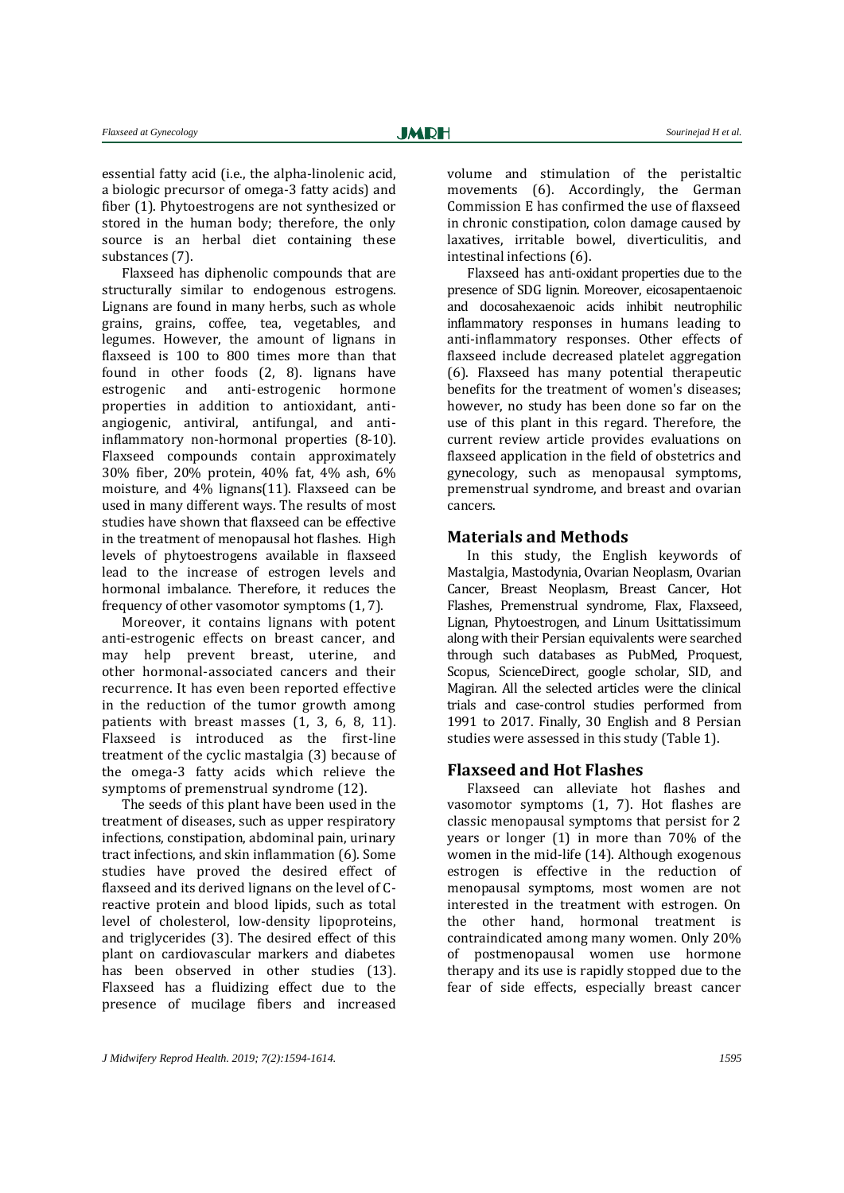essential fatty acid (i.e., the alpha-linolenic acid, a biologic precursor of omega-3 fatty acids) and fiber (1). Phytoestrogens are not synthesized or stored in the human body; therefore, the only source is an herbal diet containing these substances (7).

Flaxseed has diphenolic compounds that are structurally similar to endogenous estrogens. Lignans are found in many herbs, such as whole grains, grains, coffee, tea, vegetables, and legumes. However, the amount of lignans in flaxseed is 100 to 800 times more than that found in other foods (2, 8). lignans have estrogenic and anti-estrogenic hormone properties in addition to antioxidant, anti-angiogenic, antiviral, antifungal, and anti-inflammatory non-hormonal properties (8-10). Flaxseed compounds contain approximately 30% fiber, 20% protein, 40% fat, 4% ash, 6% moisture, and 4% lignans(11). Flaxseed can be used in many different ways. The results of most studies have shown that flaxseed can be effective in the treatment of menopausal hot flashes. High levels of phytoestrogens available in flaxseed lead to the increase of estrogen levels and hormonal imbalance. Therefore, it reduces the frequency of other vasomotor symptoms (1, 7).

Moreover, it contains lignans with potent anti-estrogenic effects on breast cancer, and may help prevent breast, uterine, and other hormonal-associated cancers and their recurrence. It has even been reported effective in the reduction of the tumor growth among patients with breast masses (1, 3, 6, 8, 11). Flaxseed is introduced as the first-line treatment of the cyclic mastalgia (3) because of the omega-3 fatty acids which relieve the symptoms of premenstrual syndrome (12).

The seeds of this plant have been used in the treatment of diseases, such as upper respiratory infections, constipation, abdominal pain, urinary tract infections, and skin inflammation (6). Some studies have proved the desired effect of flaxseed and its derived lignans on the level of C-reactive protein and blood lipids, such as total level of cholesterol, low-density lipoproteins, and triglycerides (3). The desired effect of this plant on cardiovascular markers and diabetes has been observed in other studies (13). Flaxseed has a fluidizing effect due to the presence of mucilage fibers and increased volume and stimulation of the peristaltic movements (6). Accordingly, the German Commission E has confirmed the use of flaxseed in chronic constipation, colon damage caused by laxatives, irritable bowel, diverticulitis, and intestinal infections (6).

Flaxseed has anti-oxidant properties due to the presence of SDG lignin. Moreover, eicosapentaenoic and docosahexaenoic acids inhibit neutrophilic inflammatory responses in humans leading to anti-inflammatory responses. Other effects of flaxseed include decreased platelet aggregation (6). Flaxseed has many potential therapeutic benefits for the treatment of women's diseases; however, no study has been done so far on the use of this plant in this regard. Therefore, the current review article provides evaluations on flaxseed application in the field of obstetrics and gynecology, such as menopausal symptoms, premenstrual syndrome, and breast and ovarian cancers.

## Materials and Methods

In this study, the English keywords of Mastalgia, Mastodynia, Ovarian Neoplasm, Ovarian Cancer, Breast Neoplasm, Breast Cancer, Hot Flashes, Premenstrual syndrome, Flax, Flaxseed, Lignan, Phytoestrogen, and Linum Usittatissimum along with their Persian equivalents were searched through such databases as PubMed, Proquest, Scopus, ScienceDirect, google scholar, SID, and Magiran. All the selected articles were the clinical trials and case-control studies performed from 1991 to 2017. Finally, 30 English and 8 Persian studies were assessed in this study (Table 1).

## Flaxseed and Hot Flashes

Flaxseed can alleviate hot flashes and vasomotor symptoms (1, 7). Hot flashes are classic menopausal symptoms that persist for 2 years or longer (1) in more than 70% of the women in the mid-life (14). Although exogenous estrogen is effective in the reduction of menopausal symptoms, most women are not interested in the treatment with estrogen. On the other hand, hormonal treatment is contraindicated among many women. Only 20% of postmenopausal women use hormone therapy and its use is rapidly stopped due to the fear of side effects, especially breast cancer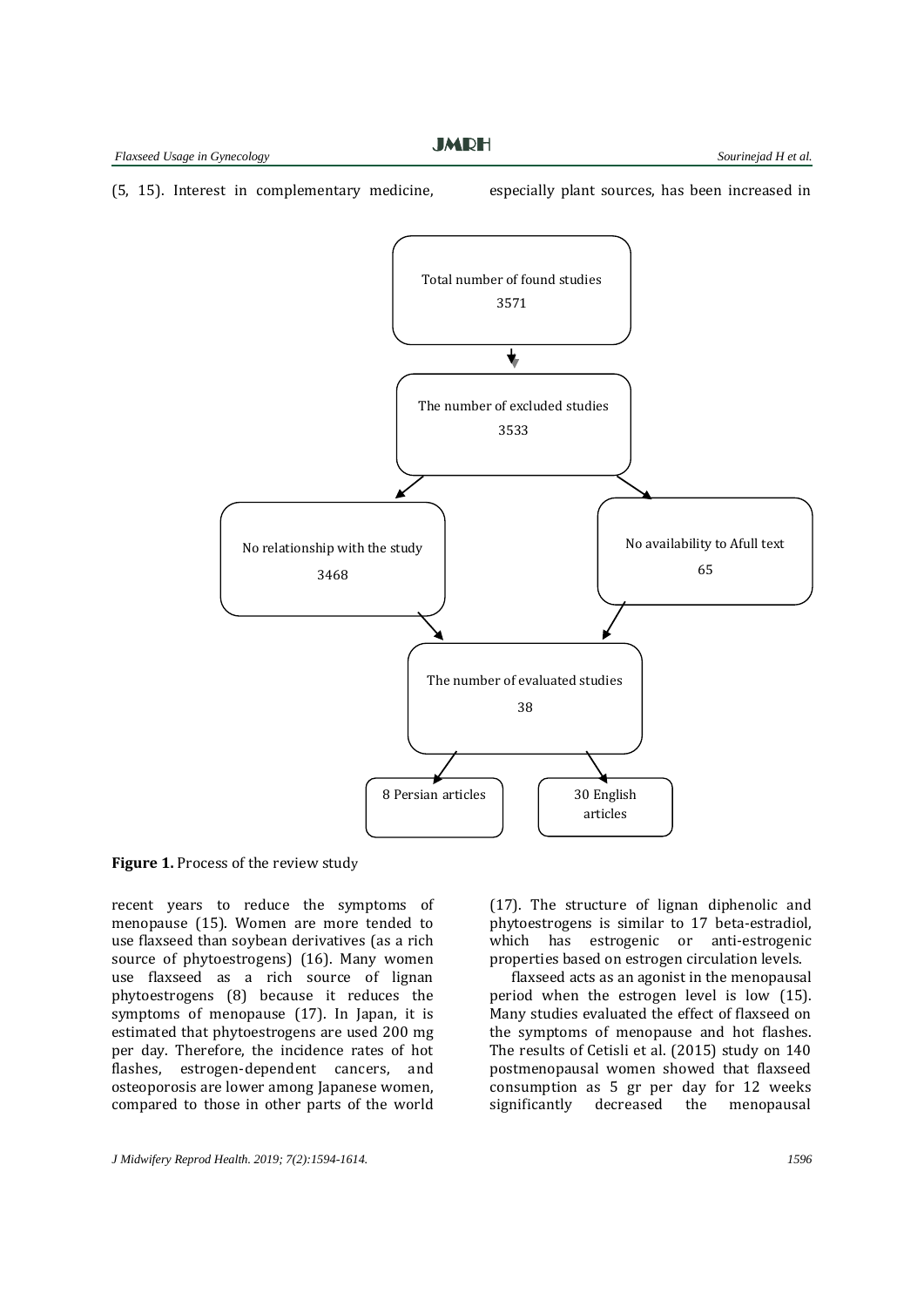(5, 15). Interest in complementary medicine, especially plant sources, has been increased in recent years to reduce the symptoms of menopause (15). Women are more tended to use flaxseed than soybean derivatives (as a rich source of phytoestrogens) (16). Many women use flaxseed as a rich source of lignan phytoestrogens (8) because it reduces the symptoms of menopause (17). In Japan, it is estimated that phytoestrogens are used 200 mg per day. Therefore, the incidence rates of hot flashes, estrogen-dependent cancers, and osteoporosis are lower among Japanese women, compared to those in other parts of the world (17). The structure of lignan diphenolic and phytoestrogens is similar to 17 beta-estradiol, which has estrogenic or anti-estrogenic properties based on estrogen circulation levels.

Total number of found studies
3571

The number of excluded studies
3533

No relationship with the study
3468

No availability to Afull text
65

The number of evaluated studies
38

8 Persian articles

30 English articles

**Figure 1.** Process of the review study

flaxseed acts as an agonist in the menopausal period when the estrogen level is low (15). Many studies evaluated the effect of flaxseed on the symptoms of menopause and hot flashes. The results of Cetisli et al. (2015) study on 140 postmenopausal women showed that flaxseed consumption as 5 gr per day for 12 weeks significantly decreased the menopausal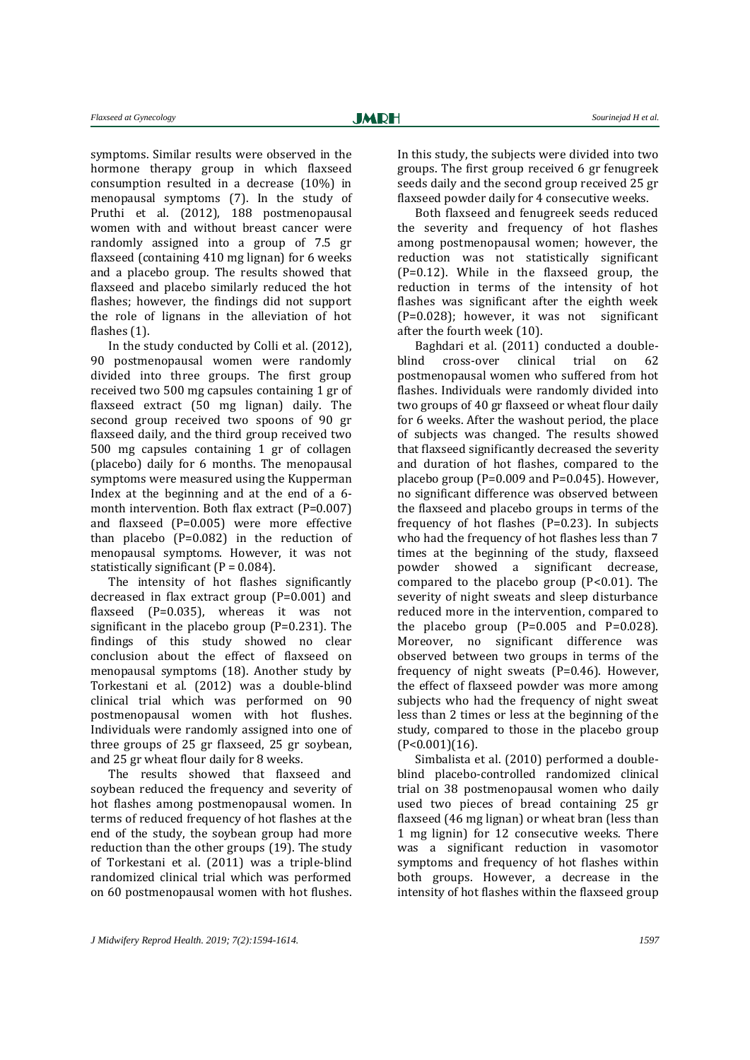symptoms. Similar results were observed in the hormone therapy group in which flaxseed consumption resulted in a decrease (10%) in menopausal symptoms (7). In the study of Pruthi et al. (2012), 188 postmenopausal women with and without breast cancer were randomly assigned into a group of 7.5 gr flaxseed (containing 410 mg lignan) for 6 weeks and a placebo group. The results showed that flaxseed and placebo similarly reduced the hot flashes; however, the findings did not support the role of lignans in the alleviation of hot flashes (1).

In the study conducted by Colli et al. (2012), 90 postmenopausal women were randomly divided into three groups. The first group received two 500 mg capsules containing 1 gr of flaxseed extract (50 mg lignan) daily. The second group received two spoons of 90 gr flaxseed daily, and the third group received two 500 mg capsules containing 1 gr of collagen (placebo) daily for 6 months. The menopausal symptoms were measured using the Kupperman Index at the beginning and at the end of a 6-month intervention. Both flax extract (P=0.007) and flaxseed (P=0.005) were more effective than placebo (P=0.082) in the reduction of menopausal symptoms. However, it was not statistically significant (P = 0.084).

The intensity of hot flashes significantly decreased in flax extract group (P=0.001) and flaxseed (P=0.035), whereas it was not significant in the placebo group (P=0.231). The findings of this study showed no clear conclusion about the effect of flaxseed on menopausal symptoms (18). Another study by Torkestani et al. (2012) was a double-blind clinical trial which was performed on 90 postmenopausal women with hot flushes. Individuals were randomly assigned into one of three groups of 25 gr flaxseed, 25 gr soybean, and 25 gr wheat flour daily for 8 weeks.

The results showed that flaxseed and soybean reduced the frequency and severity of hot flashes among postmenopausal women. In terms of reduced frequency of hot flashes at the end of the study, the soybean group had more reduction than the other groups (19). The study of Torkestani et al. (2011) was a triple-blind randomized clinical trial which was performed on 60 postmenopausal women with hot flushes. In this study, the subjects were divided into two groups. The first group received 6 gr fenugreek seeds daily and the second group received 25 gr flaxseed powder daily for 4 consecutive weeks.

Both flaxseed and fenugreek seeds reduced the severity and frequency of hot flashes among postmenopausal women; however, the reduction was not statistically significant (P=0.12). While in the flaxseed group, the reduction in terms of the intensity of hot flashes was significant after the eighth week (P=0.028); however, it was not significant after the fourth week (10).

Baghdari et al. (2011) conducted a double-blind cross-over clinical trial on 62 postmenopausal women who suffered from hot flashes. Individuals were randomly divided into two groups of 40 gr flaxseed or wheat flour daily for 6 weeks. After the washout period, the place of subjects was changed. The results showed that flaxseed significantly decreased the severity and duration of hot flashes, compared to the placebo group (P=0.009 and P=0.045). However, no significant difference was observed between the flaxseed and placebo groups in terms of the frequency of hot flashes (P=0.23). In subjects who had the frequency of hot flashes less than 7 times at the beginning of the study, flaxseed powder showed a significant decrease, compared to the placebo group (P<0.01). The severity of night sweats and sleep disturbance reduced more in the intervention, compared to the placebo group (P=0.005 and P=0.028). Moreover, no significant difference was observed between two groups in terms of the frequency of night sweats (P=0.46). However, the effect of flaxseed powder was more among subjects who had the frequency of night sweat less than 2 times or less at the beginning of the study, compared to those in the placebo group (P<0.001)(16).

Simbalista et al. (2010) performed a double-blind placebo-controlled randomized clinical trial on 38 postmenopausal women who daily used two pieces of bread containing 25 gr flaxseed (46 mg lignan) or wheat bran (less than 1 mg lignin) for 12 consecutive weeks. There was a significant reduction in vasomotor symptoms and frequency of hot flashes within both groups. However, a decrease in the intensity of hot flashes within the flaxseed group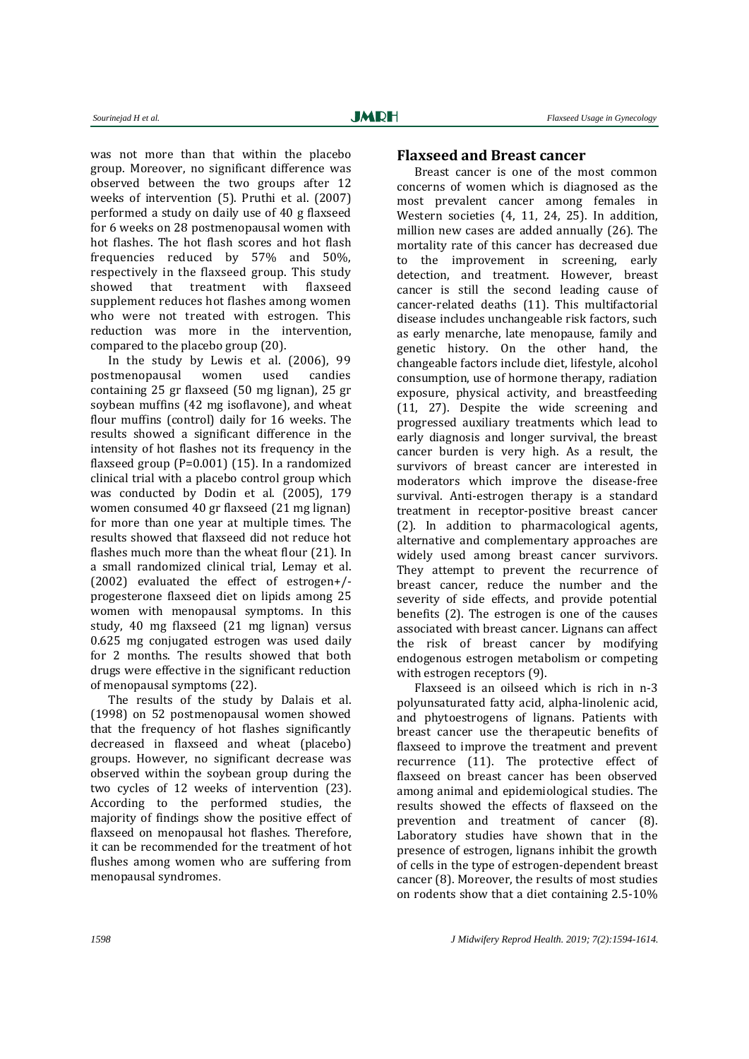was not more than that within the placebo group. Moreover, no significant difference was observed between the two groups after 12 weeks of intervention (5). Pruthi et al. (2007) performed a study on daily use of 40 g flaxseed for 6 weeks on 28 postmenopausal women with hot flashes. The hot flash scores and hot flash frequencies reduced by 57% and 50%, respectively in the flaxseed group. This study showed that treatment with flaxseed supplement reduces hot flashes among women who were not treated with estrogen. This reduction was more in the intervention, compared to the placebo group (20).

In the study by Lewis et al. (2006), 99 postmenopausal women used candies containing 25 gr flaxseed (50 mg lignan), 25 gr soybean muffins (42 mg isoflavone), and wheat flour muffins (control) daily for 16 weeks. The results showed a significant difference in the intensity of hot flashes not its frequency in the flaxseed group (P=0.001) (15). In a randomized clinical trial with a placebo control group which was conducted by Dodin et al. (2005), 179 women consumed 40 gr flaxseed (21 mg lignan) for more than one year at multiple times. The results showed that flaxseed did not reduce hot flashes much more than the wheat flour (21). In a small randomized clinical trial, Lemay et al. (2002) evaluated the effect of estrogen+/-progesterone flaxseed diet on lipids among 25 women with menopausal symptoms. In this study, 40 mg flaxseed (21 mg lignan) versus 0.625 mg conjugated estrogen was used daily for 2 months. The results showed that both drugs were effective in the significant reduction of menopausal symptoms (22).

The results of the study by Dalais et al. (1998) on 52 postmenopausal women showed that the frequency of hot flashes significantly decreased in flaxseed and wheat (placebo) groups. However, no significant decrease was observed within the soybean group during the two cycles of 12 weeks of intervention (23). According to the performed studies, the majority of findings show the positive effect of flaxseed on menopausal hot flashes. Therefore, it can be recommended for the treatment of hot flushes among women who are suffering from menopausal syndromes.

## Flaxseed and Breast cancer

Breast cancer is one of the most common concerns of women which is diagnosed as the most prevalent cancer among females in Western societies (4, 11, 24, 25). In addition, million new cases are added annually (26). The mortality rate of this cancer has decreased due to the improvement in screening, early detection, and treatment. However, breast cancer is still the second leading cause of cancer-related deaths (11). This multifactorial disease includes unchangeable risk factors, such as early menarche, late menopause, family and genetic history. On the other hand, the changeable factors include diet, lifestyle, alcohol consumption, use of hormone therapy, radiation exposure, physical activity, and breastfeeding (11, 27). Despite the wide screening and progressed auxiliary treatments which lead to early diagnosis and longer survival, the breast cancer burden is very high. As a result, the survivors of breast cancer are interested in moderators which improve the disease-free survival. Anti-estrogen therapy is a standard treatment in receptor-positive breast cancer (2). In addition to pharmacological agents, alternative and complementary approaches are widely used among breast cancer survivors. They attempt to prevent the recurrence of breast cancer, reduce the number and the severity of side effects, and provide potential benefits (2). The estrogen is one of the causes associated with breast cancer. Lignans can affect the risk of breast cancer by modifying endogenous estrogen metabolism or competing with estrogen receptors (9).

Flaxseed is an oilseed which is rich in n-3 polyunsaturated fatty acid, alpha-linolenic acid, and phytoestrogens of lignans. Patients with breast cancer use the therapeutic benefits of flaxseed to improve the treatment and prevent recurrence (11). The protective effect of flaxseed on breast cancer has been observed among animal and epidemiological studies. The results showed the effects of flaxseed on the prevention and treatment of cancer (8). Laboratory studies have shown that in the presence of estrogen, lignans inhibit the growth of cells in the type of estrogen-dependent breast cancer (8). Moreover, the results of most studies on rodents show that a diet containing 2.5-10%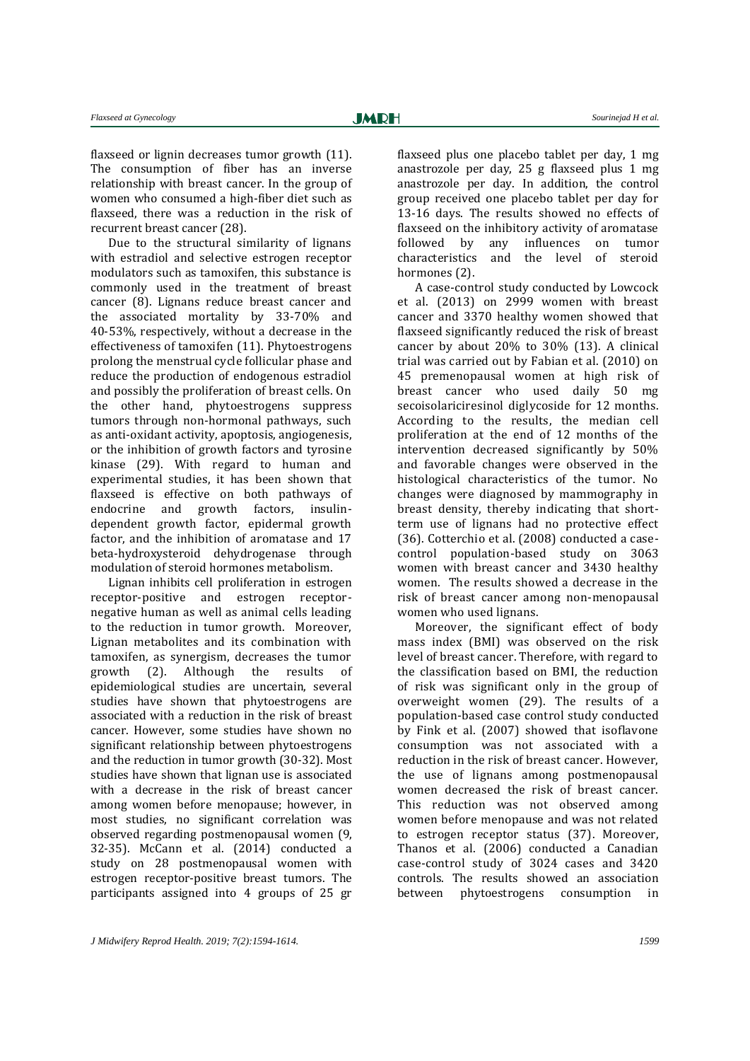flaxseed or lignin decreases tumor growth (11). The consumption of fiber has an inverse relationship with breast cancer. In the group of women who consumed a high-fiber diet such as flaxseed, there was a reduction in the risk of recurrent breast cancer (28).

Due to the structural similarity of lignans with estradiol and selective estrogen receptor modulators such as tamoxifen, this substance is commonly used in the treatment of breast cancer (8). Lignans reduce breast cancer and the associated mortality by 33-70% and 40-53%, respectively, without a decrease in the effectiveness of tamoxifen (11). Phytoestrogens prolong the menstrual cycle follicular phase and reduce the production of endogenous estradiol and possibly the proliferation of breast cells. On the other hand, phytoestrogens suppress tumors through non-hormonal pathways, such as anti-oxidant activity, apoptosis, angiogenesis, or the inhibition of growth factors and tyrosine kinase (29). With regard to human and experimental studies, it has been shown that flaxseed is effective on both pathways of endocrine and growth factors, insulin-dependent growth factor, epidermal growth factor, and the inhibition of aromatase and 17 beta-hydroxysteroid dehydrogenase through modulation of steroid hormones metabolism.

Lignan inhibits cell proliferation in estrogen receptor-positive and estrogen receptor-negative human as well as animal cells leading to the reduction in tumor growth. Moreover, Lignan metabolites and its combination with tamoxifen, as synergism, decreases the tumor growth (2). Although the results of epidemiological studies are uncertain, several studies have shown that phytoestrogens are associated with a reduction in the risk of breast cancer. However, some studies have shown no significant relationship between phytoestrogens and the reduction in tumor growth (30-32). Most studies have shown that lignan use is associated with a decrease in the risk of breast cancer among women before menopause; however, in most studies, no significant correlation was observed regarding postmenopausal women (9, 32-35). McCann et al. (2014) conducted a study on 28 postmenopausal women with estrogen receptor-positive breast tumors. The participants assigned into 4 groups of 25 gr flaxseed plus one placebo tablet per day, 1 mg anastrozole per day, 25 g flaxseed plus 1 mg anastrozole per day. In addition, the control group received one placebo tablet per day for 13-16 days. The results showed no effects of flaxseed on the inhibitory activity of aromatase followed by any influences on tumor characteristics and the level of steroid hormones (2).

A case-control study conducted by Lowcock et al. (2013) on 2999 women with breast cancer and 3370 healthy women showed that flaxseed significantly reduced the risk of breast cancer by about 20% to 30% (13). A clinical trial was carried out by Fabian et al. (2010) on 45 premenopausal women at high risk of breast cancer who used daily 50 mg secoisolariciresinol diglycoside for 12 months. According to the results, the median cell proliferation at the end of 12 months of the intervention decreased significantly by 50% and favorable changes were observed in the histological characteristics of the tumor. No changes were diagnosed by mammography in breast density, thereby indicating that short-term use of lignans had no protective effect (36). Cotterchio et al. (2008) conducted a case-control population-based study on 3063 women with breast cancer and 3430 healthy women. The results showed a decrease in the risk of breast cancer among non-menopausal women who used lignans.

Moreover, the significant effect of body mass index (BMI) was observed on the risk level of breast cancer. Therefore, with regard to the classification based on BMI, the reduction of risk was significant only in the group of overweight women (29). The results of a population-based case control study conducted by Fink et al. (2007) showed that isoflavone consumption was not associated with a reduction in the risk of breast cancer. However, the use of lignans among postmenopausal women decreased the risk of breast cancer. This reduction was not observed among women before menopause and was not related to estrogen receptor status (37). Moreover, Thanos et al. (2006) conducted a Canadian case-control study of 3024 cases and 3420 controls. The results showed an association between phytoestrogens consumption in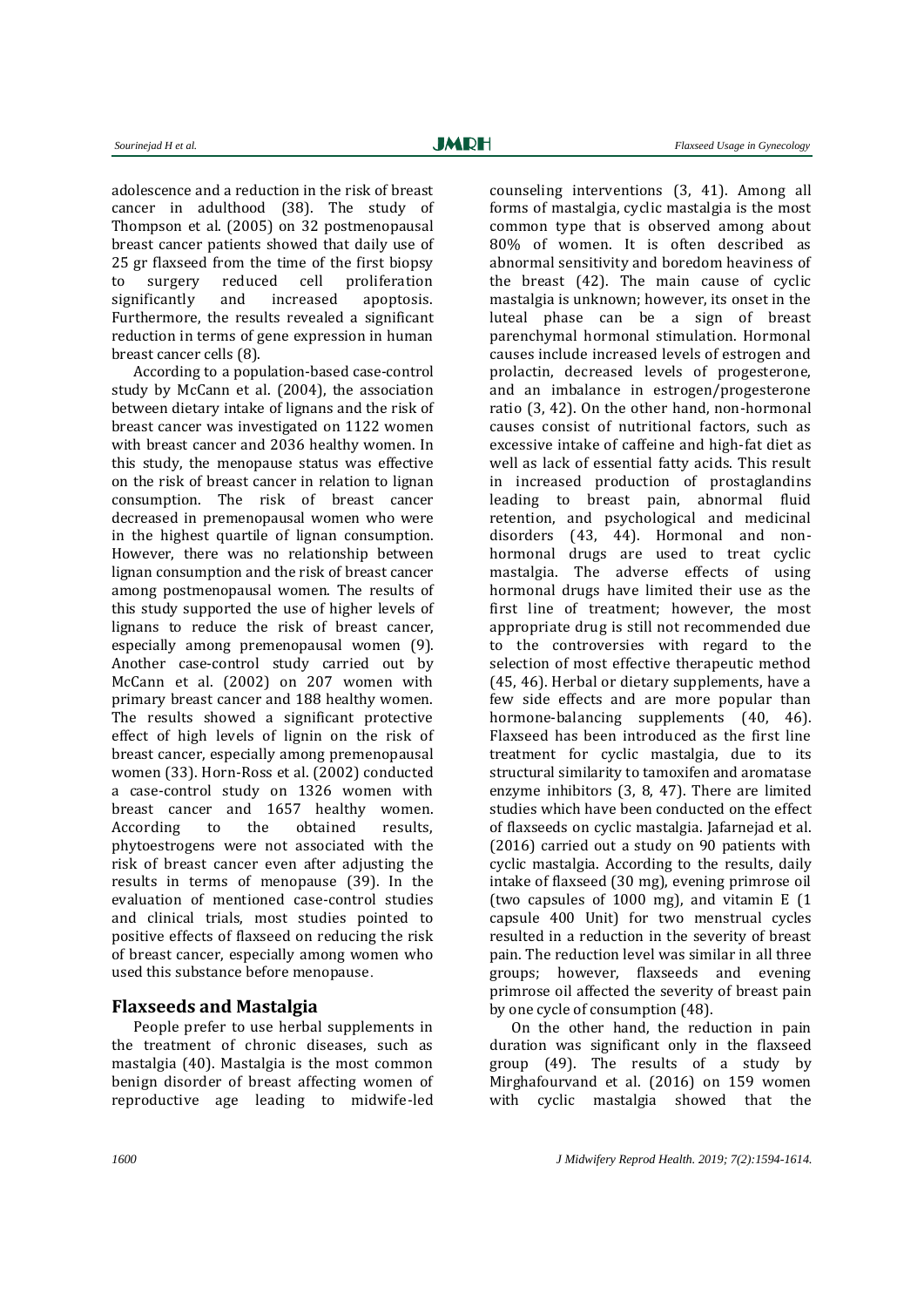adolescence and a reduction in the risk of breast cancer in adulthood (38). The study of Thompson et al. (2005) on 32 postmenopausal breast cancer patients showed that daily use of 25 gr flaxseed from the time of the first biopsy to surgery reduced cell proliferation significantly and increased apoptosis. Furthermore, the results revealed a significant reduction in terms of gene expression in human breast cancer cells (8).

According to a population-based case-control study by McCann et al. (2004), the association between dietary intake of lignans and the risk of breast cancer was investigated on 1122 women with breast cancer and 2036 healthy women. In this study, the menopause status was effective on the risk of breast cancer in relation to lignan consumption. The risk of breast cancer decreased in premenopausal women who were in the highest quartile of lignan consumption. However, there was no relationship between lignan consumption and the risk of breast cancer among postmenopausal women. The results of this study supported the use of higher levels of lignans to reduce the risk of breast cancer, especially among premenopausal women (9). Another case-control study carried out by McCann et al. (2002) on 207 women with primary breast cancer and 188 healthy women. The results showed a significant protective effect of high levels of lignin on the risk of breast cancer, especially among premenopausal women (33). Horn-Ross et al. (2002) conducted a case-control study on 1326 women with breast cancer and 1657 healthy women. According to the obtained results, phytoestrogens were not associated with the risk of breast cancer even after adjusting the results in terms of menopause (39). In the evaluation of mentioned case-control studies and clinical trials, most studies pointed to positive effects of flaxseed on reducing the risk of breast cancer, especially among women who used this substance before menopause.

## Flaxseeds and Mastalgia

People prefer to use herbal supplements in the treatment of chronic diseases, such as mastalgia (40). Mastalgia is the most common benign disorder of breast affecting women of reproductive age leading to midwife-led counseling interventions (3, 41). Among all forms of mastalgia, cyclic mastalgia is the most common type that is observed among about 80% of women. It is often described as abnormal sensitivity and boredom heaviness of the breast (42). The main cause of cyclic mastalgia is unknown; however, its onset in the luteal phase can be a sign of breast parenchymal hormonal stimulation. Hormonal causes include increased levels of estrogen and prolactin, decreased levels of progesterone, and an imbalance in estrogen/progesterone ratio (3, 42). On the other hand, non-hormonal causes consist of nutritional factors, such as excessive intake of caffeine and high-fat diet as well as lack of essential fatty acids. This result in increased production of prostaglandins leading to breast pain, abnormal fluid retention, and psychological and medicinal disorders (43, 44). Hormonal and non-hormonal drugs are used to treat cyclic mastalgia. The adverse effects of using hormonal drugs have limited their use as the first line of treatment; however, the most appropriate drug is still not recommended due to the controversies with regard to the selection of most effective therapeutic method (45, 46). Herbal or dietary supplements, have a few side effects and are more popular than hormone-balancing supplements (40, 46). Flaxseed has been introduced as the first line treatment for cyclic mastalgia, due to its structural similarity to tamoxifen and aromatase enzyme inhibitors (3, 8, 47). There are limited studies which have been conducted on the effect of flaxseeds on cyclic mastalgia. Jafarnejad et al. (2016) carried out a study on 90 patients with cyclic mastalgia. According to the results, daily intake of flaxseed (30 mg), evening primrose oil (two capsules of 1000 mg), and vitamin E (1 capsule 400 Unit) for two menstrual cycles resulted in a reduction in the severity of breast pain. The reduction level was similar in all three groups; however, flaxseeds and evening primrose oil affected the severity of breast pain by one cycle of consumption (48).

On the other hand, the reduction in pain duration was significant only in the flaxseed group (49). The results of a study by Mirghafourvand et al. (2016) on 159 women with cyclic mastalgia showed that the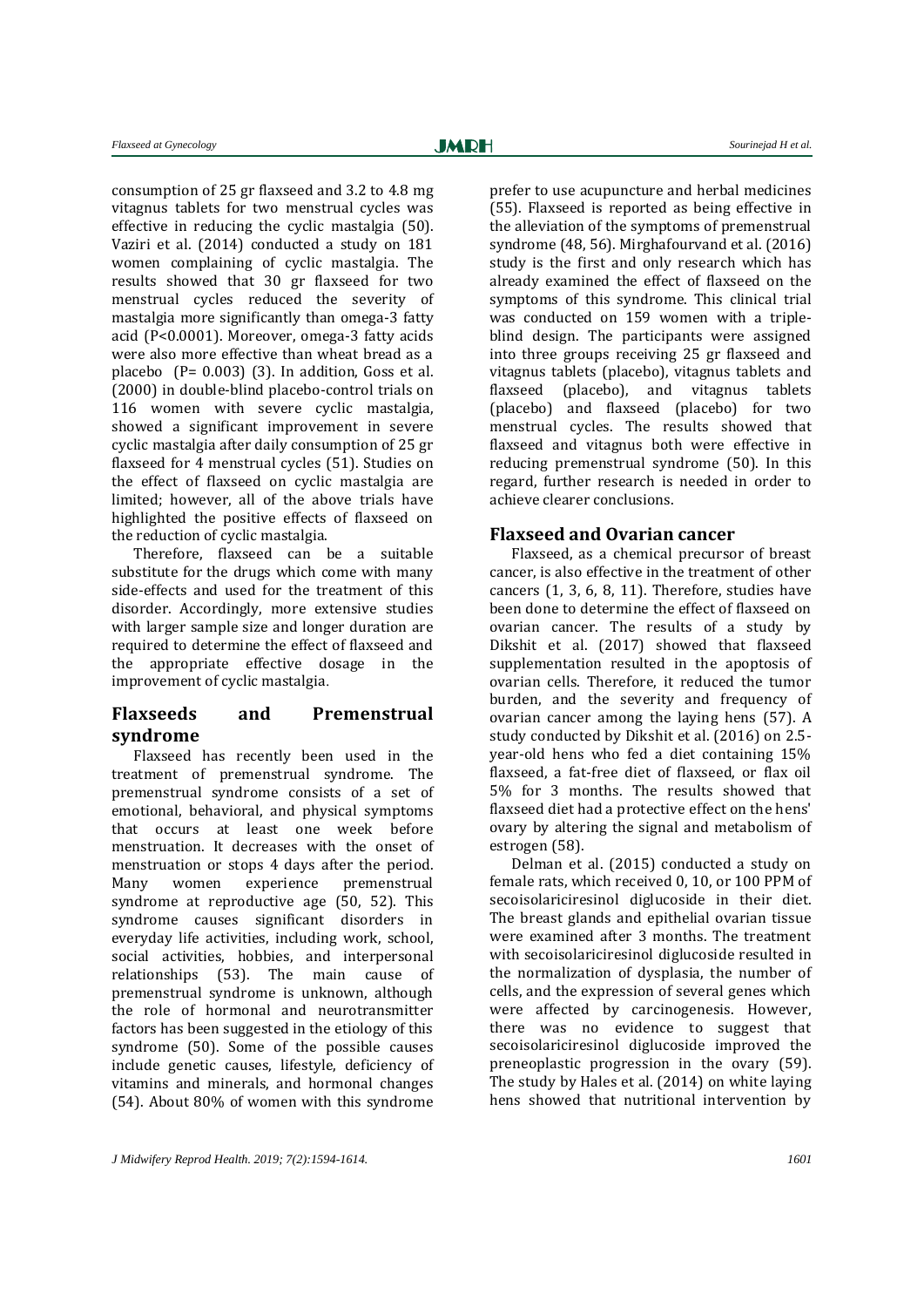consumption of 25 gr flaxseed and 3.2 to 4.8 mg vitagnus tablets for two menstrual cycles was effective in reducing the cyclic mastalgia (50). Vaziri et al. (2014) conducted a study on 181 women complaining of cyclic mastalgia. The results showed that 30 gr flaxseed for two menstrual cycles reduced the severity of mastalgia more significantly than omega-3 fatty acid ($P<0.0001$). Moreover, omega-3 fatty acids were also more effective than wheat bread as a placebo ($P= 0.003$) (3). In addition, Goss et al. (2000) in double-blind placebo-control trials on 116 women with severe cyclic mastalgia, showed a significant improvement in severe cyclic mastalgia after daily consumption of 25 gr flaxseed for 4 menstrual cycles (51). Studies on the effect of flaxseed on cyclic mastalgia are limited; however, all of the above trials have highlighted the positive effects of flaxseed on the reduction of cyclic mastalgia.

Therefore, flaxseed can be a suitable substitute for the drugs which come with many side-effects and used for the treatment of this disorder. Accordingly, more extensive studies with larger sample size and longer duration are required to determine the effect of flaxseed and the appropriate effective dosage in the improvement of cyclic mastalgia.

## Flaxseeds and Premenstrual syndrome

Flaxseed has recently been used in the treatment of premenstrual syndrome. The premenstrual syndrome consists of a set of emotional, behavioral, and physical symptoms that occurs at least one week before menstruation. It decreases with the onset of menstruation or stops 4 days after the period. Many women experience premenstrual syndrome at reproductive age (50, 52). This syndrome causes significant disorders in everyday life activities, including work, school, social activities, hobbies, and interpersonal relationships (53). The main cause of premenstrual syndrome is unknown, although the role of hormonal and neurotransmitter factors has been suggested in the etiology of this syndrome (50). Some of the possible causes include genetic causes, lifestyle, deficiency of vitamins and minerals, and hormonal changes (54). About 80% of women with this syndrome prefer to use acupuncture and herbal medicines (55). Flaxseed is reported as being effective in the alleviation of the symptoms of premenstrual syndrome (48, 56). Mirghafourvand et al. (2016) study is the first and only research which has already examined the effect of flaxseed on the symptoms of this syndrome. This clinical trial was conducted on 159 women with a triple-blind design. The participants were assigned into three groups receiving 25 gr flaxseed and vitagnus tablets (placebo), vitagnus tablets and flaxseed (placebo), and vitagnus tablets (placebo) and flaxseed (placebo) for two menstrual cycles. The results showed that flaxseed and vitagnus both were effective in reducing premenstrual syndrome (50). In this regard, further research is needed in order to achieve clearer conclusions.

## Flaxseed and Ovarian cancer

Flaxseed, as a chemical precursor of breast cancer, is also effective in the treatment of other cancers (1, 3, 6, 8, 11). Therefore, studies have been done to determine the effect of flaxseed on ovarian cancer. The results of a study by Dikshit et al. (2017) showed that flaxseed supplementation resulted in the apoptosis of ovarian cells. Therefore, it reduced the tumor burden, and the severity and frequency of ovarian cancer among the laying hens (57). A study conducted by Dikshit et al. (2016) on 2.5-year-old hens who fed a diet containing 15% flaxseed, a fat-free diet of flaxseed, or flax oil 5% for 3 months. The results showed that flaxseed diet had a protective effect on the hens' ovary by altering the signal and metabolism of estrogen (58).

Delman et al. (2015) conducted a study on female rats, which received 0, 10, or 100 PPM of secoisolariciresinol diglucoside in their diet. The breast glands and epithelial ovarian tissue were examined after 3 months. The treatment with secoisolariciresinol diglucoside resulted in the normalization of dysplasia, the number of cells, and the expression of several genes which were affected by carcinogenesis. However, there was no evidence to suggest that secoisolariciresinol diglucoside improved the preneoplastic progression in the ovary (59). The study by Hales et al. (2014) on white laying hens showed that nutritional intervention by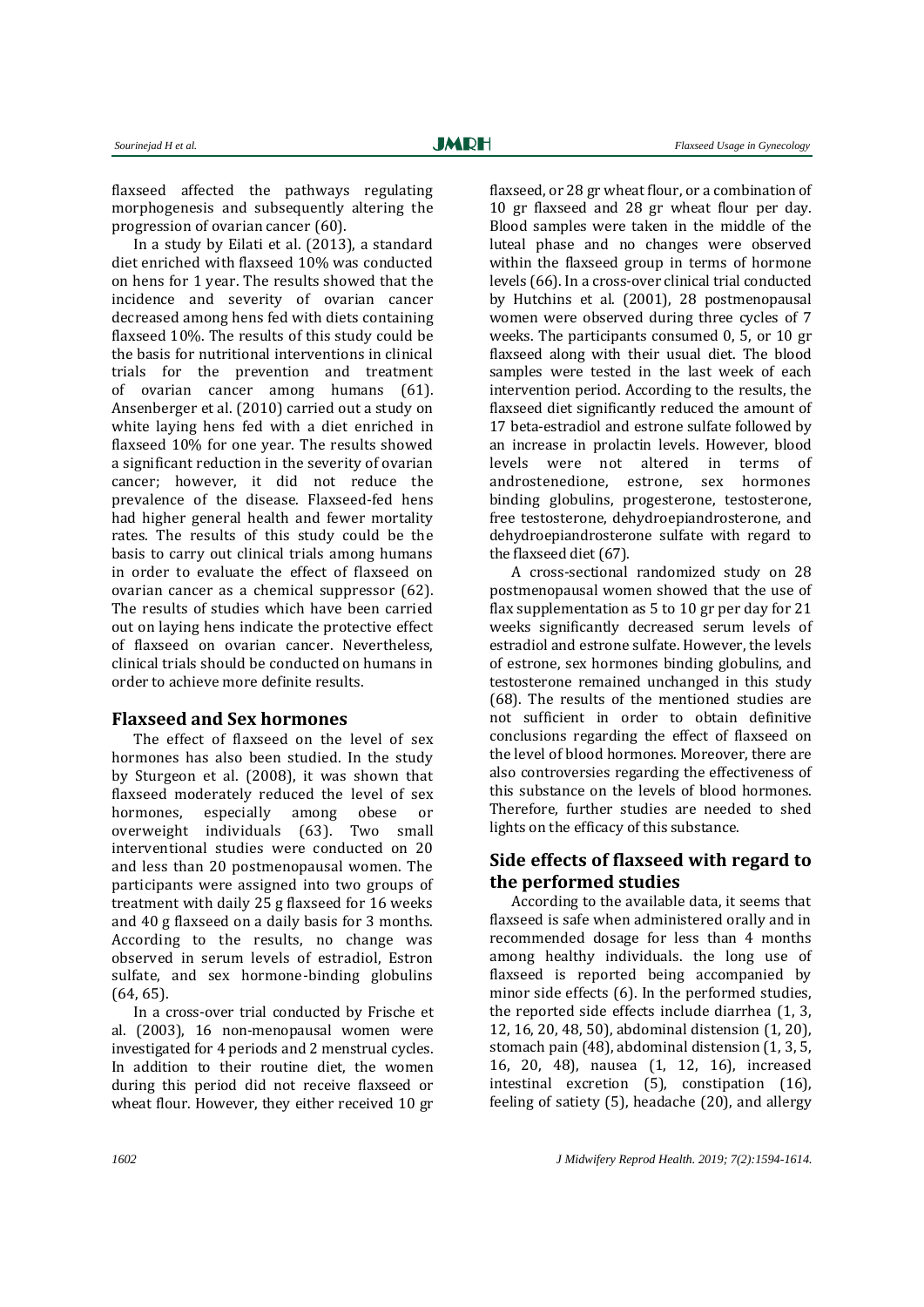flaxseed affected the pathways regulating morphogenesis and subsequently altering the progression of ovarian cancer (60).

In a study by Eilati et al. (2013), a standard diet enriched with flaxseed 10% was conducted on hens for 1 year. The results showed that the incidence and severity of ovarian cancer decreased among hens fed with diets containing flaxseed 10%. The results of this study could be the basis for nutritional interventions in clinical trials for the prevention and treatment of ovarian cancer among humans (61). Ansenberger et al. (2010) carried out a study on white laying hens fed with a diet enriched in flaxseed 10% for one year. The results showed a significant reduction in the severity of ovarian cancer; however, it did not reduce the prevalence of the disease. Flaxseed-fed hens had higher general health and fewer mortality rates. The results of this study could be the basis to carry out clinical trials among humans in order to evaluate the effect of flaxseed on ovarian cancer as a chemical suppressor (62). The results of studies which have been carried out on laying hens indicate the protective effect of flaxseed on ovarian cancer. Nevertheless, clinical trials should be conducted on humans in order to achieve more definite results.

## Flaxseed and Sex hormones

The effect of flaxseed on the level of sex hormones has also been studied. In the study by Sturgeon et al. (2008), it was shown that flaxseed moderately reduced the level of sex hormones, especially among obese or overweight individuals (63). Two small interventional studies were conducted on 20 and less than 20 postmenopausal women. The participants were assigned into two groups of treatment with daily 25 g flaxseed for 16 weeks and 40 g flaxseed on a daily basis for 3 months. According to the results, no change was observed in serum levels of estradiol, Estron sulfate, and sex hormone-binding globulins (64, 65).

In a cross-over trial conducted by Frische et al. (2003), 16 non-menopausal women were investigated for 4 periods and 2 menstrual cycles. In addition to their routine diet, the women during this period did not receive flaxseed or wheat flour. However, they either received 10 gr flaxseed, or 28 gr wheat flour, or a combination of 10 gr flaxseed and 28 gr wheat flour per day. Blood samples were taken in the middle of the luteal phase and no changes were observed within the flaxseed group in terms of hormone levels (66). In a cross-over clinical trial conducted by Hutchins et al. (2001), 28 postmenopausal women were observed during three cycles of 7 weeks. The participants consumed 0, 5, or 10 gr flaxseed along with their usual diet. The blood samples were tested in the last week of each intervention period. According to the results, the flaxseed diet significantly reduced the amount of 17 beta-estradiol and estrone sulfate followed by an increase in prolactin levels. However, blood levels were not altered in terms of androstenedione, estrone, sex hormones binding globulins, progesterone, testosterone, free testosterone, dehydroepiandrosterone, and dehydroepiandrosterone sulfate with regard to the flaxseed diet (67).

A cross-sectional randomized study on 28 postmenopausal women showed that the use of flax supplementation as 5 to 10 gr per day for 21 weeks significantly decreased serum levels of estradiol and estrone sulfate. However, the levels of estrone, sex hormones binding globulins, and testosterone remained unchanged in this study (68). The results of the mentioned studies are not sufficient in order to obtain definitive conclusions regarding the effect of flaxseed on the level of blood hormones. Moreover, there are also controversies regarding the effectiveness of this substance on the levels of blood hormones. Therefore, further studies are needed to shed lights on the efficacy of this substance.

## Side effects of flaxseed with regard to the performed studies

According to the available data, it seems that flaxseed is safe when administered orally and in recommended dosage for less than 4 months among healthy individuals. the long use of flaxseed is reported being accompanied by minor side effects (6). In the performed studies, the reported side effects include diarrhea (1, 3, 12, 16, 20, 48, 50), abdominal distension (1, 20), stomach pain (48), abdominal distension (1, 3, 5, 16, 20, 48), nausea (1, 12, 16), increased intestinal excretion (5), constipation (16), feeling of satiety (5), headache (20), and allergy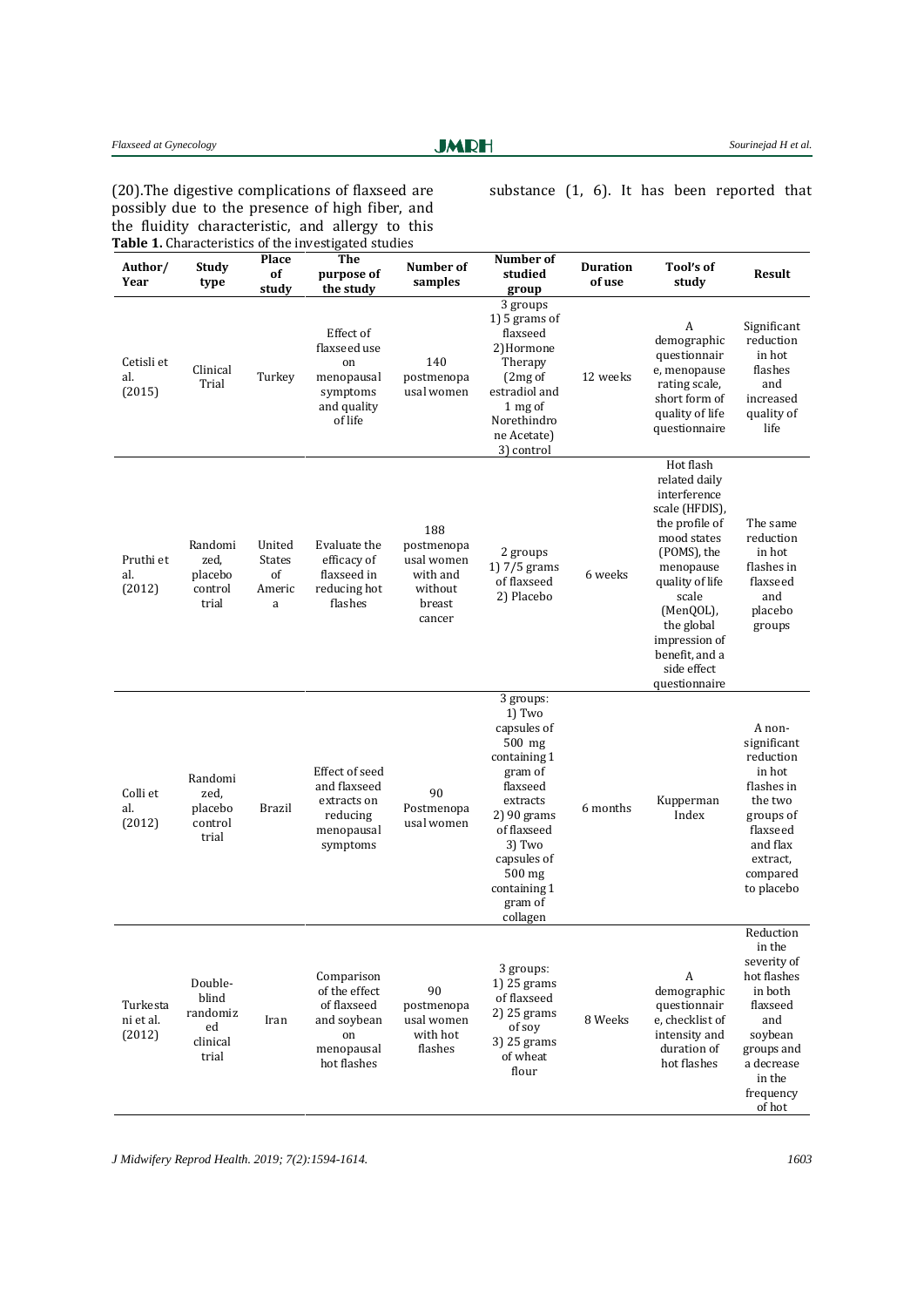(20).The digestive complications of flaxseed are possibly due to the presence of high fiber, and the fluidity characteristic, and allergy to this substance (1, 6). It has been reported that

**Table 1.** Characteristics of the investigated studies

| Author/ Year | Study type | Place of study | The purpose of the study | Number of samples | Number of studied group | Duration of use | Tool's of study | Result |
|---|---|---|---|---|---|---|---|---|
| Cetisli et al. (2015) | Clinical Trial | Turkey | Effect of flaxseed use on menopausal symptoms and quality of life | 140 postmenopausal women | 3 groups 1) 5 grams of flaxseed 2)Hormone Therapy (2mg of estradiol and 1 mg of Norethindrone Acetate) 3) control | 12 weeks | A demographic questionnaire, menopause rating scale, short form of quality of life questionnaire | Significant reduction in hot flashes and increased quality of life |
| Pruthi et al. (2012) | Randomized, placebo control trial | United States of America | Evaluate the efficacy of flaxseed in reducing hot flashes | 188 postmenopausal women with and without breast cancer | 2 groups 1) 7/5 grams of flaxseed 2) Placebo | 6 weeks | Hot flash related daily interference scale (HFDIS), the profile of mood states (POMS), the menopause quality of life scale (MenQOL), the global impression of benefit, and a side effect questionnaire | The same reduction in hot flashes in flaxseed and placebo groups |
| Colli et al. (2012) | Randomized, placebo control trial | Brazil | Effect of seed and flaxseed extracts on reducing menopausal symptoms | 90 Postmenopausal women | 3 groups: 1) Two capsules of 500 mg containing 1 gram of flaxseed extracts 2) 90 grams of flaxseed 3) Two capsules of 500 mg containing 1 gram of collagen | 6 months | Kupperman Index | A non-significant reduction in hot flashes in the two groups of flaxseed and flax extract, compared to placebo |
| Turkestani et al. (2012) | Double-blind randomized clinical trial | Iran | Comparison of the effect of flaxseed and soybean on menopausal hot flashes | 90 postmenopausal women with hot flashes | 3 groups: 1) 25 grams of flaxseed 2) 25 grams of soy 3) 25 grams of wheat flour | 8 Weeks | A demographic questionnaire, checklist of intensity and duration of hot flashes | Reduction in the severity of hot flashes in both flaxseed and soybean groups and a decrease in the frequency of hot |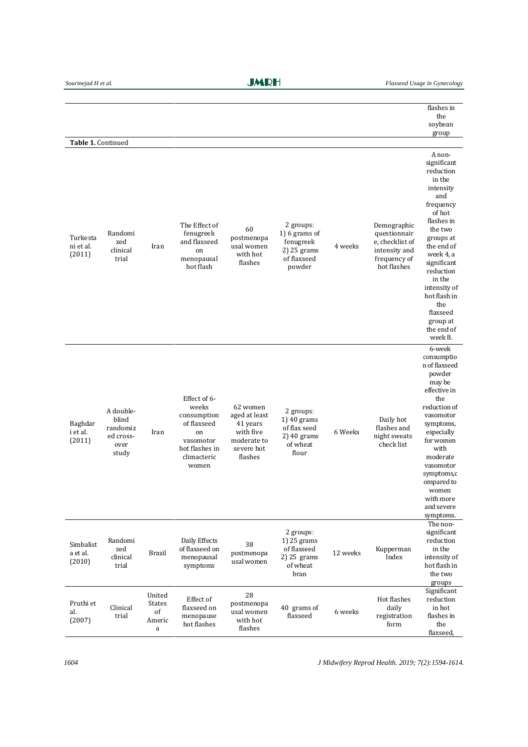| | | | | | | | | flashes in the soybean group |
|---|---|---|---|---|---|---|---|---|

**Table 1.** Continued

| | | | | | | | | |
|---|---|---|---|---|---|---|---|---|
| Turkestani et al. (2011) | Randomized clinical trial | Iran | The Effect of fenugreek and flaxseed on menopausal hot flash | 60 postmenopausal women with hot flashes | 2 groups: 1) 6 grams of fenugreek 2) 25 grams of flaxseed powder | 4 weeks | Demographic questionnaire, checklist of intensity and frequency of hot flashes | A non-significant reduction in the intensity and frequency of hot flashes in the two groups at the end of week 4, a significant reduction in the intensity of hot flash in the flaxseed group at the end of week 8. |
| Baghdari et al. (2011) | A double-blind randomized cross-over study | Iran | Effect of 6-weeks consumption of flaxseed on vasomotor hot flashes in climacteric women | 62 women aged at least 41 years with five moderate to severe hot flashes | 2 groups: 1) 40 grams of flax seed 2) 40 grams of wheat flour | 6 Weeks | Daily hot flashes and night sweats check list | 6-week consumption of flaxseed powder may be effective in the reduction of vasomotor symptoms, especially for women with moderate vasomotor symptoms,compared to women with more and severe symptoms. |
| Simbalista et al. (2010) | Randomized clinical trial | Brazil | Daily Effects of flaxseed on menopausal symptoms | 38 postmenopausal women | 2 groups: 1) 25 grams of flaxseed 2) 25 grams of wheat bran | 12 weeks | Kupperman Index | The non-significant reduction in the intensity of hot flash in the two groups |
| Pruthi et al. (2007) | Clinical trial | United States of America | Effect of flaxseed on menopause hot flashes | 28 postmenopausal women with hot flashes | 40 grams of flaxseed | 6 weeks | Hot flashes daily registration form | Significant reduction in hot flashes in the flaxseed, |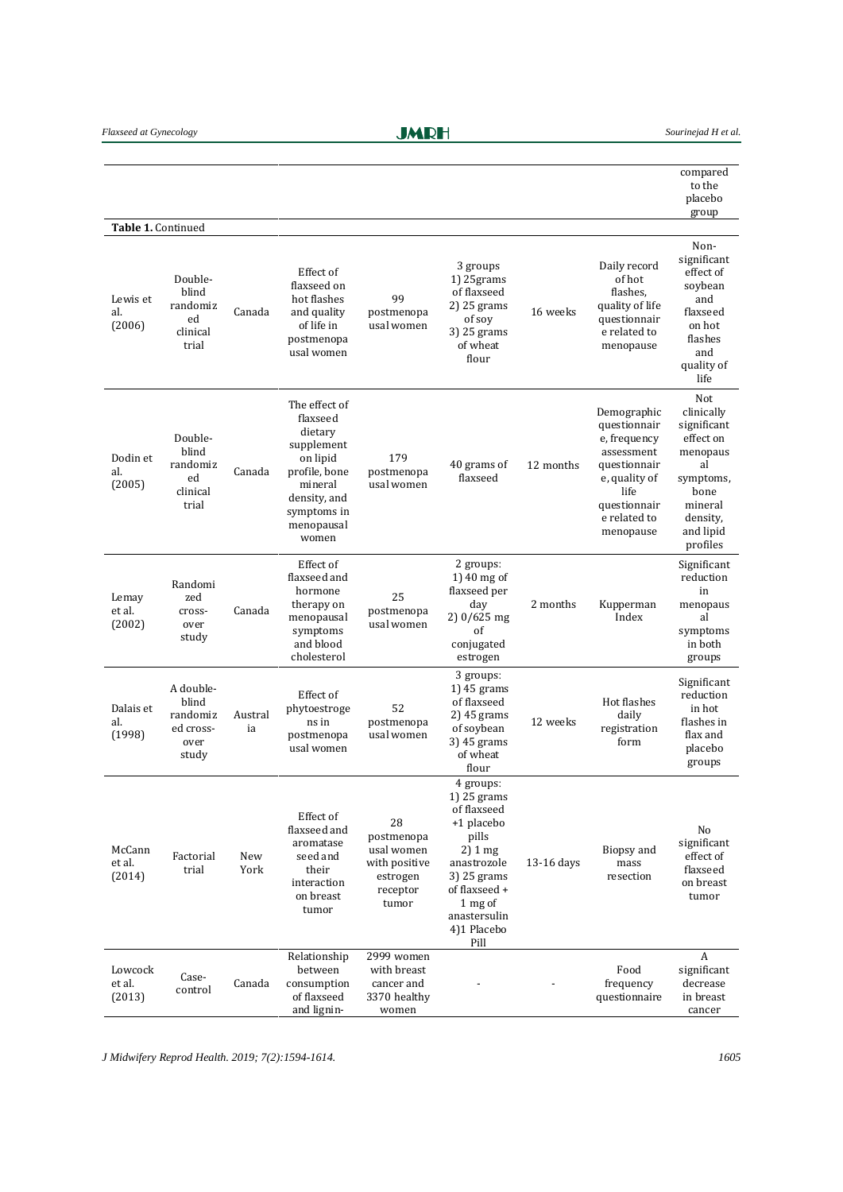| | | | | | | | | compared to the placebo group |
|---|---|---|---|---|---|---|---|---|

**Table 1.** Continued

| | | | | | | | | |
|---|---|---|---|---|---|---|---|---|
| Lewis et al. (2006) | Double-blind randomized clinical trial | Canada | Effect of flaxseed on hot flashes and quality of life in postmenopausal women | 99 postmenopausal women | 3 groups 1) 25grams of flaxseed 2) 25 grams of soy 3) 25 grams of wheat flour | 16 weeks | Daily record of hot flashes, quality of life questionnaire related to menopause | Non-significant effect of soybean and flaxseed on hot flashes and quality of life |
| Dodin et al. (2005) | Double-blind randomized clinical trial | Canada | The effect of flaxseed dietary supplement on lipid profile, bone mineral density, and symptoms in menopausal women | 179 postmenopausal women | 40 grams of flaxseed | 12 months | Demographic questionnaire, frequency assessment questionnaire, quality of life questionnaire related to menopause | Not clinically significant effect on menopausal symptoms, bone mineral density, and lipid profiles |
| Lemay et al. (2002) | Randomized cross-over study | Canada | Effect of flaxseed and hormone therapy on menopausal symptoms and blood cholesterol | 25 postmenopausal women | 2 groups: 1) 40 mg of flaxseed per day 2) 0/625 mg of conjugated estrogen | 2 months | Kupperman Index | Significant reduction in menopausal symptoms in both groups |
| Dalais et al. (1998) | A double-blind randomized cross-over study | Australia | Effect of phytoestrogens in postmenopausal women | 52 postmenopausal women | 3 groups: 1) 45 grams of flaxseed 2) 45 grams of soybean 3) 45 grams of wheat flour | 12 weeks | Hot flashes daily registration form | Significant reduction in hot flashes in flax and placebo groups |
| McCann et al. (2014) | Factorial trial | New York | Effect of flaxseed and aromatase seed and their interaction on breast tumor | 28 postmenopausal women with positive estrogen receptor tumor | 4 groups: 1) 25 grams of flaxseed +1 placebo pills 2) 1 mg anastrozole 3) 25 grams of flaxseed + 1 mg of anastersulin 4)1 Placebo Pill | 13-16 days | Biopsy and mass resection | No significant effect of flaxseed on breast tumor |
| Lowcock et al. (2013) | Case-control | Canada | Relationship between consumption of flaxseed and lignin- | 2999 women with breast cancer and 3370 healthy women | - | - | Food frequency questionnaire | A significant decrease in breast cancer |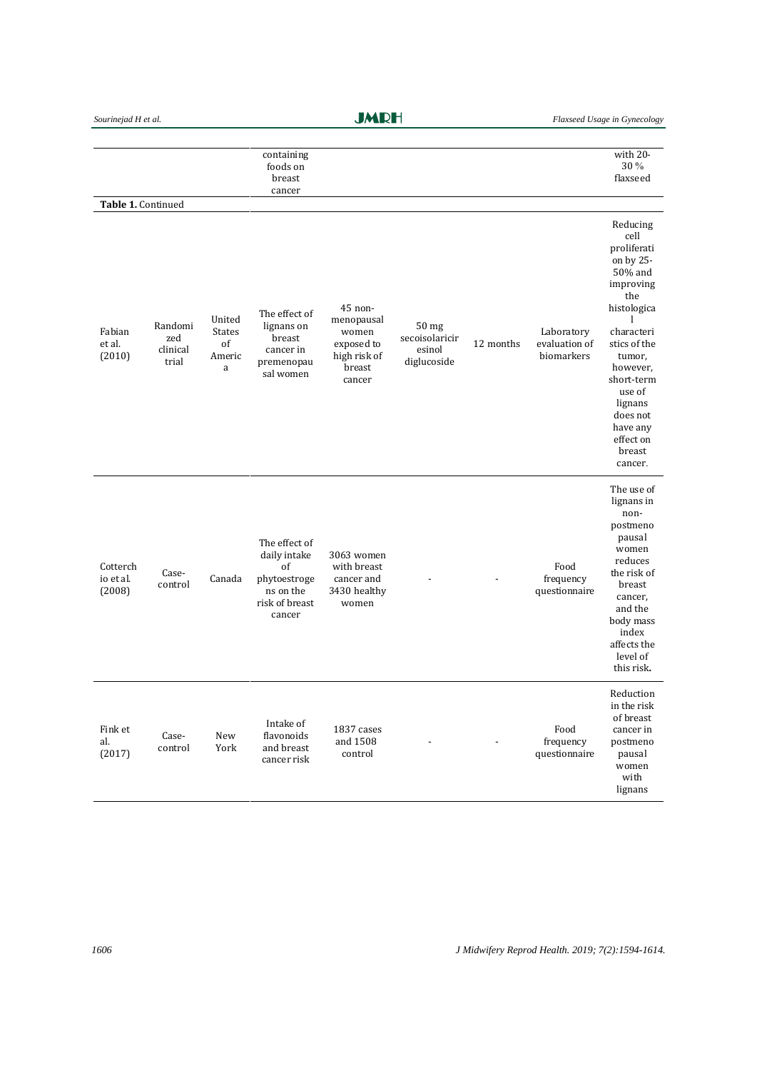| | | | containing foods on breast cancer | | | | | with 20-30 % flaxseed |
|---|---|---|---|---|---|---|---|---|

**Table 1.** Continued

| | | | | | | | | |
|---|---|---|---|---|---|---|---|---|
| Fabian et al. (2010) | Randomized clinical trial | United States of America | The effect of lignans on breast cancer in premenopausal women | 45 non-menopausal women exposed to high risk of breast cancer | 50 mg secoisolariciresinol diglucoside | 12 months | Laboratory evaluation of biomarkers | Reducing cell proliferation by 25-50% and improving the histological characteristics of the tumor, however, short-term use of lignans does not have any effect on breast cancer. |
| Cotterchio et al. (2008) | Case-control | Canada | The effect of daily intake of phytoestrogens on the risk of breast cancer | 3063 women with breast cancer and 3430 healthy women | - | - | Food frequency questionnaire | The use of lignans in non-postmenopausal women reduces the risk of breast cancer, and the body mass index affects the level of this risk**.** |
| Fink et al. (2017) | Case-control | New York | Intake of flavonoids and breast cancer risk | 1837 cases and 1508 control | - | - | Food frequency questionnaire | Reduction in the risk of breast cancer in postmenopausal women with lignans |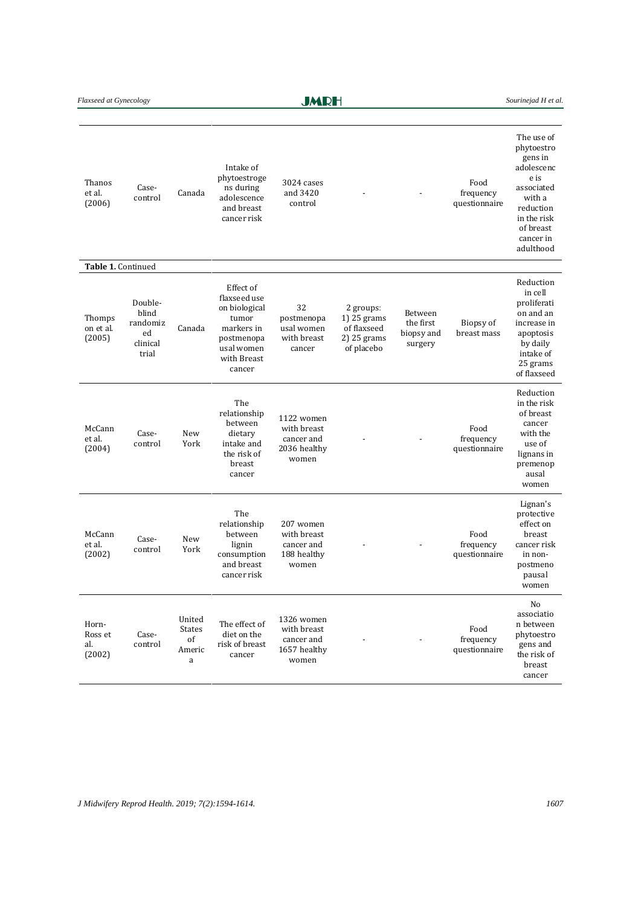| | | | | | | | | |
|---|---|---|---|---|---|---|---|---|
| Thanos et al. (2006) | Case-control | Canada | Intake of phytoestrogens during adolescence and breast cancer risk | 3024 cases and 3420 control | - | - | Food frequency questionnaire | The use of phytoestrogens in adolescence is associated with a reduction in the risk of breast cancer in adulthood |

**Table 1.** Continued

| | | | | | | | | |
|---|---|---|---|---|---|---|---|---|
| Thompson et al. (2005) | Double-blind randomized clinical trial | Canada | Effect of flaxseed use on biological tumor markers in postmenopausal women with Breast cancer | 32 postmenopausal women with breast cancer | 2 groups: 1) 25 grams of flaxseed 2) 25 grams of placebo | Between the first biopsy and surgery | Biopsy of breast mass | Reduction in cell proliferation and an increase in apoptosis by daily intake of 25 grams of flaxseed |
| McCann et al. (2004) | Case-control | New York | The relationship between dietary intake and the risk of breast cancer | 1122 women with breast cancer and 2036 healthy women | - | - | Food frequency questionnaire | Reduction in the risk of breast cancer with the use of lignans in premenopausal women |
| McCann et al. (2002) | Case-control | New York | The relationship between lignin consumption and breast cancer risk | 207 women with breast cancer and 188 healthy women | - | - | Food frequency questionnaire | Lignan's protective effect on breast cancer risk in non-postmenopausal women |
| Horn-Ross et al. (2002) | Case-control | United States of America | The effect of diet on the risk of breast cancer | 1326 women with breast cancer and 1657 healthy women | - | - | Food frequency questionnaire | No association between phytoestrogens and the risk of breast cancer |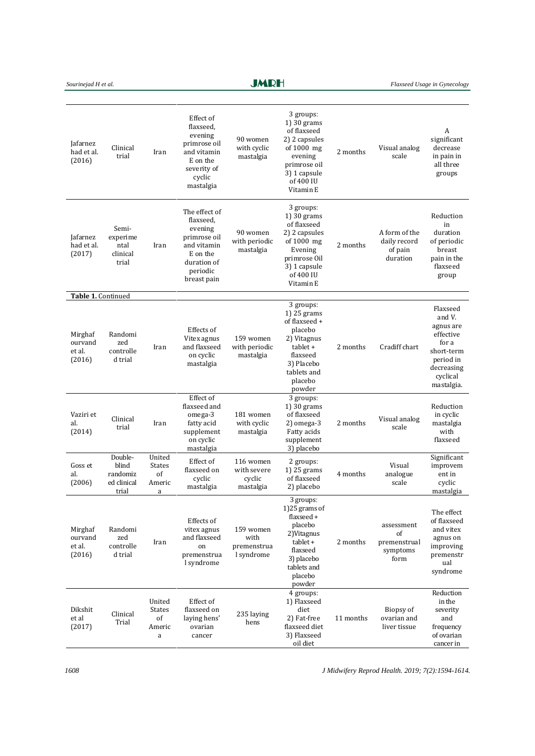| | | | | | | | | |
|---|---|---|---|---|---|---|---|---|
| Jafarnezhad et al. (2016) | Clinical trial | Iran | Effect of flaxseed, evening primrose oil and vitamin E on the severity of cyclic mastalgia | 90 women with cyclic mastalgia | 3 groups: 1) 30 grams of flaxseed 2) 2 capsules of 1000 mg evening primrose oil 3) 1 capsule of 400 IU Vitamin E | 2 months | Visual analog scale | A significant decrease in pain in all three groups |
| Jafarnezhad et al. (2017) | Semi-experimental clinical trial | Iran | The effect of flaxseed, evening primrose oil and vitamin E on the duration of periodic breast pain | 90 women with periodic mastalgia | 3 groups: 1) 30 grams of flaxseed 2) 2 capsules of 1000 mg Evening primrose Oil 3) 1 capsule of 400 IU Vitamin E | 2 months | A form of the daily record of pain duration | Reduction in duration of periodic breast pain in the flaxseed group |

**Table 1.** Continued

| | | | | | | | | |
|---|---|---|---|---|---|---|---|---|
| Mirghafourvand et al. (2016) | Randomized controlled trial | Iran | Effects of Vitex agnus and flaxseed on cyclic mastalgia | 159 women with periodic mastalgia | 3 groups: 1) 25 grams of flaxseed + placebo 2) Vitagnus tablet + flaxseed 3) Placebo tablets and placebo powder | 2 months | Cradiff chart | Flaxseed and V. agnus are effective for a short-term period in decreasing cyclical mastalgia. |
| Vaziri et al. (2014) | Clinical trial | Iran | Effect of flaxseed and omega-3 fatty acid supplement on cyclic mastalgia | 181 women with cyclic mastalgia | 3 groups: 1) 30 grams of flaxseed 2) omega-3 Fatty acids supplement 3) placebo | 2 months | Visual analog scale | Reduction in cyclic mastalgia with flaxseed |
| Goss et al. (2006) | Double-blind randomized clinical trial | United States of America | Effect of flaxseed on cyclic mastalgia | 116 women with severe cyclic mastalgia | 2 groups: 1) 25 grams of flaxseed 2) placebo | 4 months | Visual analogue scale | Significant improvement in cyclic mastalgia |
| Mirghafourvand et al. (2016) | Randomized controlled trial | Iran | Effects of vitex agnus and flaxseed on premenstrual syndrome | 159 women with premenstrual syndrome | 3 groups: 1)25 grams of flaxseed + placebo 2)Vitagnus tablet + flaxseed 3) placebo tablets and placebo powder | 2 months | assessment of premenstrual symptoms form | The effect of flaxseed and vitex agnus on improving premenstrual syndrome |
| Dikshit et al (2017) | Clinical Trial | United States of America | Effect of flaxseed on laying hens' ovarian cancer | 235 laying hens | 4 groups: 1) Flaxseed diet 2) Fat-free flaxseed diet 3) Flaxseed oil diet | 11 months | Biopsy of ovarian and liver tissue | Reduction in the severity and frequency of ovarian cancer in |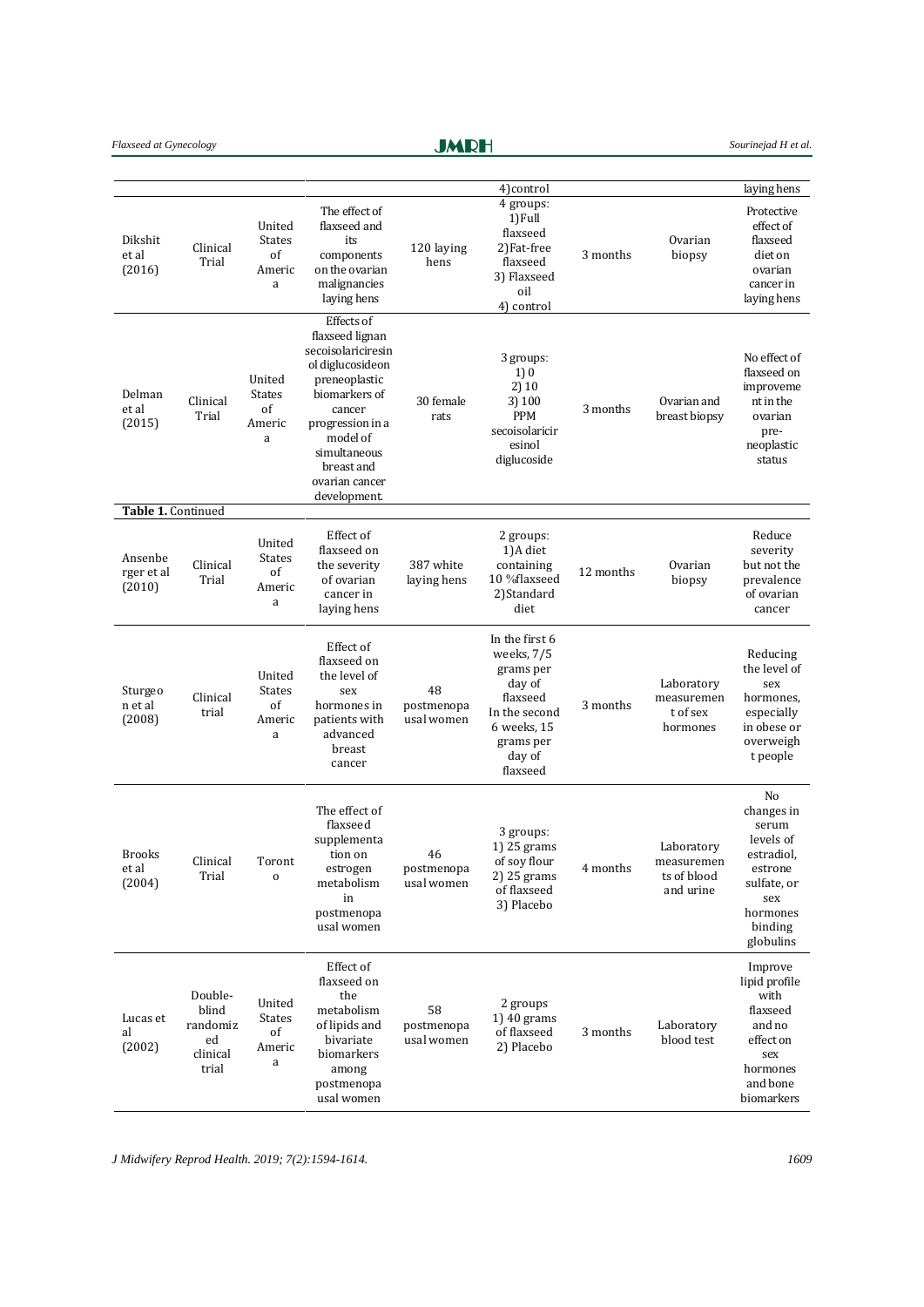|  |  |  |  |  | 4)control |  |  | laying hens |
|---|---|---|---|---|---|---|---|---|
| Dikshit et al (2016) | Clinical Trial | United States of America | The effect of flaxseed and its components on the ovarian malignancies laying hens | 120 laying hens | 4 groups: 1)Full flaxseed 2)Fat-free flaxseed 3) Flaxseed oil 4) control | 3 months | Ovarian biopsy | Protective effect of flaxseed diet on ovarian cancer in laying hens |
| Delman et al (2015) | Clinical Trial | United States of America | Effects of flaxseed lignan secoisolariciresinol diglucosideon preneoplastic biomarkers of cancer progression in a model of simultaneous breast and ovarian cancer development. | 30 female rats | 3 groups: 1) 0 2) 10 3) 100 PPM secoisolariciresinol diglucoside | 3 months | Ovarian and breast biopsy | No effect of flaxseed on improvement in the ovarian pre-neoplastic status |

**Table 1.** Continued

|  |  |  |  |  |  |  |  |  |
|---|---|---|---|---|---|---|---|---|
| Ansenberger et al (2010) | Clinical Trial | United States of America | Effect of flaxseed on the severity of ovarian cancer in laying hens | 387 white laying hens | 2 groups: 1)A diet containing 10 %flaxseed 2)Standard diet | 12 months | Ovarian biopsy | Reduce severity but not the prevalence of ovarian cancer |
| Sturgeon et al (2008) | Clinical trial | United States of America | Effect of flaxseed on the level of sex hormones in patients with advanced breast cancer | 48 postmenopausal women | In the first 6 weeks, 7/5 grams per day of flaxseed In the second 6 weeks, 15 grams per day of flaxseed | 3 months | Laboratory measurement of sex hormones | Reducing the level of sex hormones, especially in obese or overweight people |
| Brooks et al (2004) | Clinical Trial | Toronto | The effect of flaxseed supplementation on estrogen metabolism in postmenopausal women | 46 postmenopausal women | 3 groups: 1) 25 grams of soy flour 2) 25 grams of flaxseed 3) Placebo | 4 months | Laboratory measurements of blood and urine | No changes in serum levels of estradiol, estrone sulfate, or sex hormones binding globulins |
| Lucas et al (2002) | Double-blind randomized clinical trial | United States of America | Effect of flaxseed on the metabolism of lipids and bivariate biomarkers among postmenopausal women | 58 postmenopausal women | 2 groups 1) 40 grams of flaxseed 2) Placebo | 3 months | Laboratory blood test | Improve lipid profile with flaxseed and no effect on sex hormones and bone biomarkers |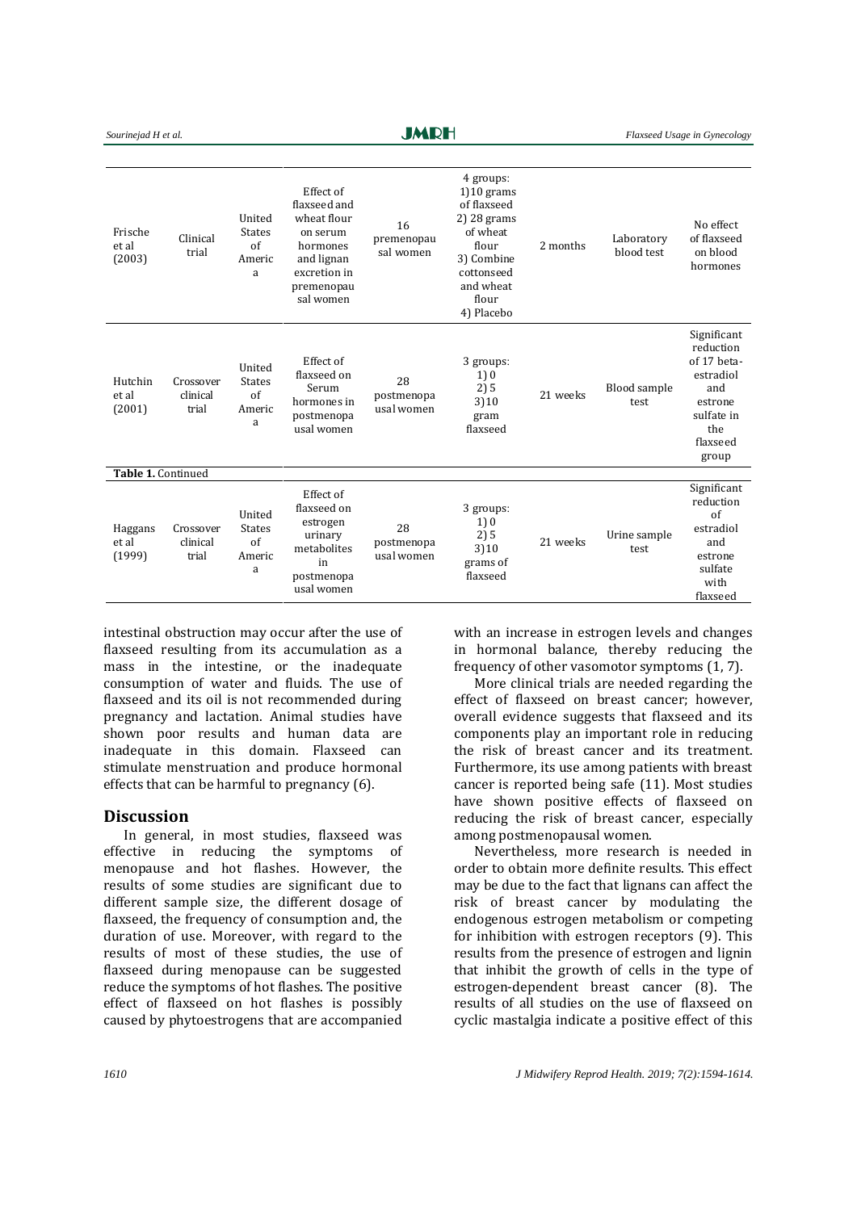| | | | | | | | | |
|---|---|---|---|---|---|---|---|---|
| Frische et al (2003) | Clinical trial | United States of America | Effect of flaxseed and wheat flour on serum hormones and lignan excretion in premenopausal women | 16 premenopausal women | 4 groups: 1) 10 grams of flaxseed 2) 28 grams of wheat flour 3) Combine cottonseed and wheat flour 4) Placebo | 2 months | Laboratory blood test | No effect of flaxseed on blood hormones |
| Hutchin et al (2001) | Crossover clinical trial | United States of America | Effect of flaxseed on Serum hormones in postmenopausal women | 28 postmenopausal women | 3 groups: 1) 0 2) 5 3) 10 gram flaxseed | 21 weeks | Blood sample test | Significant reduction of 17 beta-estradiol and estrone sulfate in the flaxseed group |

**Table 1.** Continued

| | | | | | | | | |
|---|---|---|---|---|---|---|---|---|
| Haggans et al (1999) | Crossover clinical trial | United States of America | Effect of flaxseed on estrogen urinary metabolites in postmenopausal women | 28 postmenopausal women | 3 groups: 1) 0 2) 5 3) 10 grams of flaxseed | 21 weeks | Urine sample test | Significant reduction of estradiol and estrone sulfate with flaxseed |

intestinal obstruction may occur after the use of flaxseed resulting from its accumulation as a mass in the intestine, or the inadequate consumption of water and fluids. The use of flaxseed and its oil is not recommended during pregnancy and lactation. Animal studies have shown poor results and human data are inadequate in this domain. Flaxseed can stimulate menstruation and produce hormonal effects that can be harmful to pregnancy (6).

## Discussion

In general, in most studies, flaxseed was effective in reducing the symptoms of menopause and hot flashes. However, the results of some studies are significant due to different sample size, the different dosage of flaxseed, the frequency of consumption and, the duration of use. Moreover, with regard to the results of most of these studies, the use of flaxseed during menopause can be suggested reduce the symptoms of hot flashes. The positive effect of flaxseed on hot flashes is possibly caused by phytoestrogens that are accompanied with an increase in estrogen levels and changes in hormonal balance, thereby reducing the frequency of other vasomotor symptoms (1, 7).

More clinical trials are needed regarding the effect of flaxseed on breast cancer; however, overall evidence suggests that flaxseed and its components play an important role in reducing the risk of breast cancer and its treatment. Furthermore, its use among patients with breast cancer is reported being safe (11). Most studies have shown positive effects of flaxseed on reducing the risk of breast cancer, especially among postmenopausal women.

Nevertheless, more research is needed in order to obtain more definite results. This effect may be due to the fact that lignans can affect the risk of breast cancer by modulating the endogenous estrogen metabolism or competing for inhibition with estrogen receptors (9). This results from the presence of estrogen and lignin that inhibit the growth of cells in the type of estrogen-dependent breast cancer (8). The results of all studies on the use of flaxseed on cyclic mastalgia indicate a positive effect of this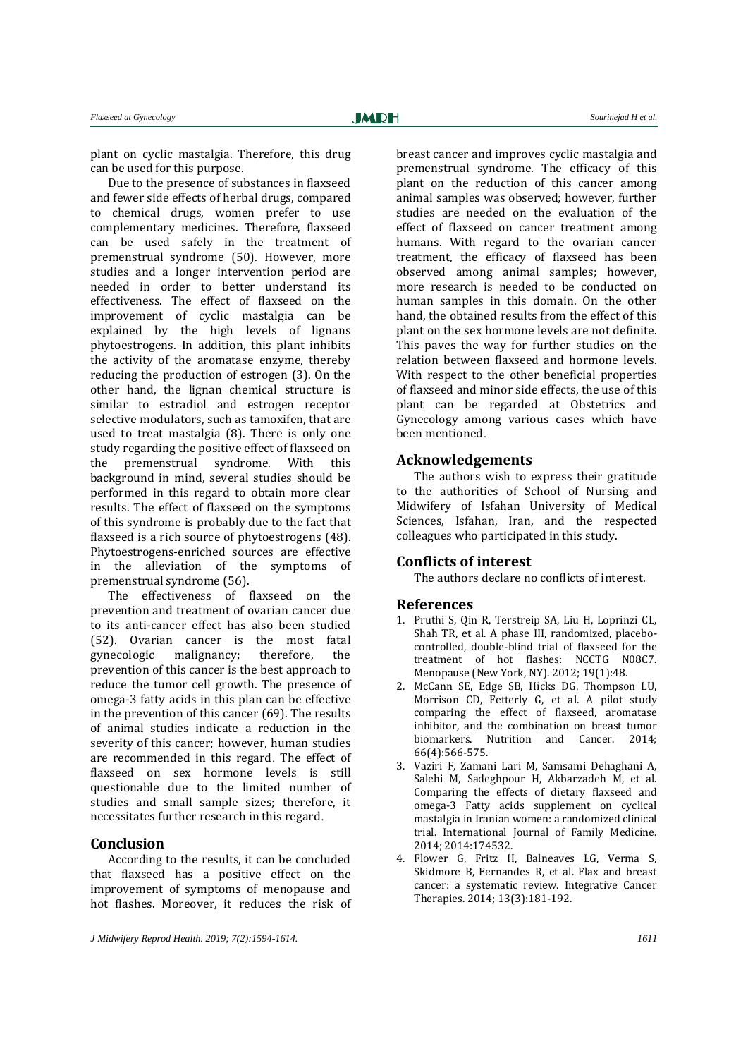plant on cyclic mastalgia. Therefore, this drug can be used for this purpose.

Due to the presence of substances in flaxseed and fewer side effects of herbal drugs, compared to chemical drugs, women prefer to use complementary medicines. Therefore, flaxseed can be used safely in the treatment of premenstrual syndrome (50). However, more studies and a longer intervention period are needed in order to better understand its effectiveness. The effect of flaxseed on the improvement of cyclic mastalgia can be explained by the high levels of lignans phytoestrogens. In addition, this plant inhibits the activity of the aromatase enzyme, thereby reducing the production of estrogen (3). On the other hand, the lignan chemical structure is similar to estradiol and estrogen receptor selective modulators, such as tamoxifen, that are used to treat mastalgia (8). There is only one study regarding the positive effect of flaxseed on the premenstrual syndrome. With this background in mind, several studies should be performed in this regard to obtain more clear results. The effect of flaxseed on the symptoms of this syndrome is probably due to the fact that flaxseed is a rich source of phytoestrogens (48). Phytoestrogens-enriched sources are effective in the alleviation of the symptoms of premenstrual syndrome (56).

The effectiveness of flaxseed on the prevention and treatment of ovarian cancer due to its anti-cancer effect has also been studied (52). Ovarian cancer is the most fatal gynecologic malignancy; therefore, the prevention of this cancer is the best approach to reduce the tumor cell growth. The presence of omega-3 fatty acids in this plan can be effective in the prevention of this cancer (69). The results of animal studies indicate a reduction in the severity of this cancer; however, human studies are recommended in this regard. The effect of flaxseed on sex hormone levels is still questionable due to the limited number of studies and small sample sizes; therefore, it necessitates further research in this regard.

## Conclusion

According to the results, it can be concluded that flaxseed has a positive effect on the improvement of symptoms of menopause and hot flashes. Moreover, it reduces the risk of breast cancer and improves cyclic mastalgia and premenstrual syndrome. The efficacy of this plant on the reduction of this cancer among animal samples was observed; however, further studies are needed on the evaluation of the effect of flaxseed on cancer treatment among humans. With regard to the ovarian cancer treatment, the efficacy of flaxseed has been observed among animal samples; however, more research is needed to be conducted on human samples in this domain. On the other hand, the obtained results from the effect of this plant on the sex hormone levels are not definite. This paves the way for further studies on the relation between flaxseed and hormone levels. With respect to the other beneficial properties of flaxseed and minor side effects, the use of this plant can be regarded at Obstetrics and Gynecology among various cases which have been mentioned.

## Acknowledgements

The authors wish to express their gratitude to the authorities of School of Nursing and Midwifery of Isfahan University of Medical Sciences, Isfahan, Iran, and the respected colleagues who participated in this study.

## Conflicts of interest

The authors declare no conflicts of interest.

## References

1. Pruthi S, Qin R, Terstreip SA, Liu H, Loprinzi CL, Shah TR, et al. A phase III, randomized, placebo-controlled, double-blind trial of flaxseed for the treatment of hot flashes: NCCTG N08C7. Menopause (New York, NY). 2012; 19(1):48.
2. McCann SE, Edge SB, Hicks DG, Thompson LU, Morrison CD, Fetterly G, et al. A pilot study comparing the effect of flaxseed, aromatase inhibitor, and the combination on breast tumor biomarkers. Nutrition and Cancer. 2014; 66(4):566-575.
3. Vaziri F, Zamani Lari M, Samsami Dehaghani A, Salehi M, Sadeghpour H, Akbarzadeh M, et al. Comparing the effects of dietary flaxseed and omega-3 Fatty acids supplement on cyclical mastalgia in Iranian women: a randomized clinical trial. International Journal of Family Medicine. 2014; 2014:174532.
4. Flower G, Fritz H, Balneaves LG, Verma S, Skidmore B, Fernandes R, et al. Flax and breast cancer: a systematic review. Integrative Cancer Therapies. 2014; 13(3):181-192.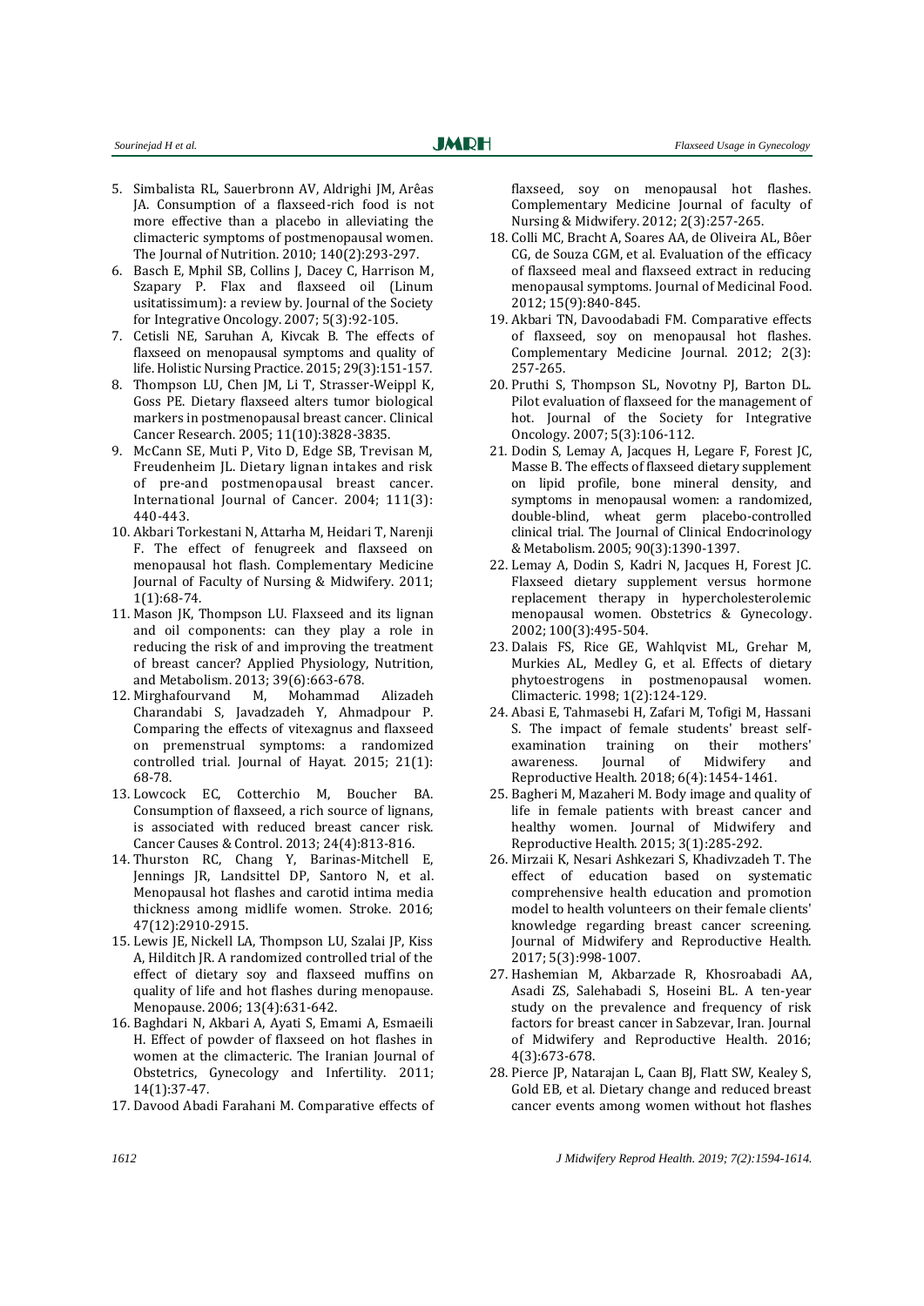5. Simbalista RL, Sauerbronn AV, Aldrighi JM, Arêas JA. Consumption of a flaxseed-rich food is not more effective than a placebo in alleviating the climacteric symptoms of postmenopausal women. The Journal of Nutrition. 2010; 140(2):293-297.
6. Basch E, Mphil SB, Collins J, Dacey C, Harrison M, Szapary P. Flax and flaxseed oil (Linum usitatissimum): a review by. Journal of the Society for Integrative Oncology. 2007; 5(3):92-105.
7. Cetisli NE, Saruhan A, Kivcak B. The effects of flaxseed on menopausal symptoms and quality of life. Holistic Nursing Practice. 2015; 29(3):151-157.
8. Thompson LU, Chen JM, Li T, Strasser-Weippl K, Goss PE. Dietary flaxseed alters tumor biological markers in postmenopausal breast cancer. Clinical Cancer Research. 2005; 11(10):3828-3835.
9. McCann SE, Muti P, Vito D, Edge SB, Trevisan M, Freudenheim JL. Dietary lignan intakes and risk of pre-and postmenopausal breast cancer. International Journal of Cancer. 2004; 111(3): 440-443.
10. Akbari Torkestani N, Attarha M, Heidari T, Narenji F. The effect of fenugreek and flaxseed on menopausal hot flash. Complementary Medicine Journal of Faculty of Nursing & Midwifery. 2011; 1(1):68-74.
11. Mason JK, Thompson LU. Flaxseed and its lignan and oil components: can they play a role in reducing the risk of and improving the treatment of breast cancer? Applied Physiology, Nutrition, and Metabolism. 2013; 39(6):663-678.
12. Mirghafourvand M, Mohammad Alizadeh Charandabi S, Javadzadeh Y, Ahmadpour P. Comparing the effects of vitexagnus and flaxseed on premenstrual symptoms: a randomized controlled trial. Journal of Hayat. 2015; 21(1): 68-78.
13. Lowcock EC, Cotterchio M, Boucher BA. Consumption of flaxseed, a rich source of lignans, is associated with reduced breast cancer risk. Cancer Causes & Control. 2013; 24(4):813-816.
14. Thurston RC, Chang Y, Barinas-Mitchell E, Jennings JR, Landsittel DP, Santoro N, et al. Menopausal hot flashes and carotid intima media thickness among midlife women. Stroke. 2016; 47(12):2910-2915.
15. Lewis JE, Nickell LA, Thompson LU, Szalai JP, Kiss A, Hilditch JR. A randomized controlled trial of the effect of dietary soy and flaxseed muffins on quality of life and hot flashes during menopause. Menopause. 2006; 13(4):631-642.
16. Baghdari N, Akbari A, Ayati S, Emami A, Esmaeili H. Effect of powder of flaxseed on hot flashes in women at the climacteric. The Iranian Journal of Obstetrics, Gynecology and Infertility. 2011; 14(1):37-47.
17. Davood Abadi Farahani M. Comparative effects of flaxseed, soy on menopausal hot flashes. Complementary Medicine Journal of faculty of Nursing & Midwifery. 2012; 2(3):257-265.
18. Colli MC, Bracht A, Soares AA, de Oliveira AL, Bôer CG, de Souza CGM, et al. Evaluation of the efficacy of flaxseed meal and flaxseed extract in reducing menopausal symptoms. Journal of Medicinal Food. 2012; 15(9):840-845.
19. Akbari TN, Davoodabadi FM. Comparative effects of flaxseed, soy on menopausal hot flashes. Complementary Medicine Journal. 2012; 2(3): 257-265.
20. Pruthi S, Thompson SL, Novotny PJ, Barton DL. Pilot evaluation of flaxseed for the management of hot. Journal of the Society for Integrative Oncology. 2007; 5(3):106-112.
21. Dodin S, Lemay A, Jacques H, Legare F, Forest JC, Masse B. The effects of flaxseed dietary supplement on lipid profile, bone mineral density, and symptoms in menopausal women: a randomized, double-blind, wheat germ placebo-controlled clinical trial. The Journal of Clinical Endocrinology & Metabolism. 2005; 90(3):1390-1397.
22. Lemay A, Dodin S, Kadri N, Jacques H, Forest JC. Flaxseed dietary supplement versus hormone replacement therapy in hypercholesterolemic menopausal women. Obstetrics & Gynecology. 2002; 100(3):495-504.
23. Dalais FS, Rice GE, Wahlqvist ML, Grehar M, Murkies AL, Medley G, et al. Effects of dietary phytoestrogens in postmenopausal women. Climacteric. 1998; 1(2):124-129.
24. Abasi E, Tahmasebi H, Zafari M, Tofigi M, Hassani S. The impact of female students' breast self-examination training on their mothers' awareness. Journal of Midwifery and Reproductive Health. 2018; 6(4):1454-1461.
25. Bagheri M, Mazaheri M. Body image and quality of life in female patients with breast cancer and healthy women. Journal of Midwifery and Reproductive Health. 2015; 3(1):285-292.
26. Mirzaii K, Nesari Ashkezari S, Khadivzadeh T. The effect of education based on systematic comprehensive health education and promotion model to health volunteers on their female clients' knowledge regarding breast cancer screening. Journal of Midwifery and Reproductive Health. 2017; 5(3):998-1007.
27. Hashemian M, Akbarzade R, Khosroabadi AA, Asadi ZS, Salehabadi S, Hoseini BL. A ten-year study on the prevalence and frequency of risk factors for breast cancer in Sabzevar, Iran. Journal of Midwifery and Reproductive Health. 2016; 4(3):673-678.
28. Pierce JP, Natarajan L, Caan BJ, Flatt SW, Kealey S, Gold EB, et al. Dietary change and reduced breast cancer events among women without hot flashes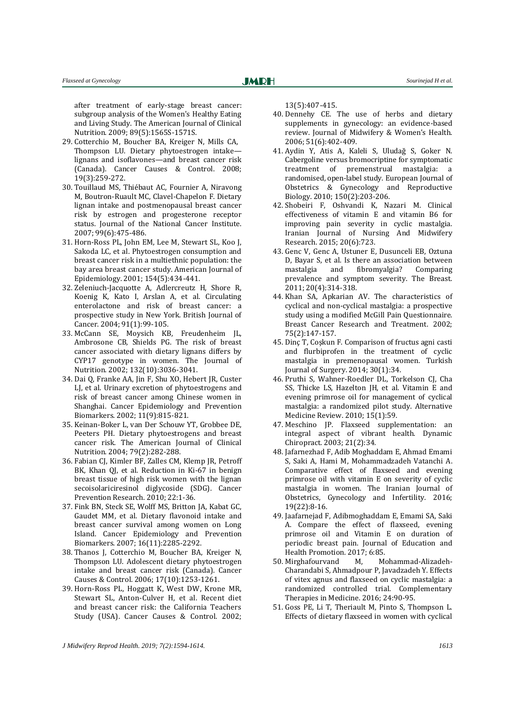after treatment of early-stage breast cancer: subgroup analysis of the Women's Healthy Eating and Living Study. The American Journal of Clinical Nutrition. 2009; 89(5):1565S-1571S.

29. Cotterchio M, Boucher BA, Kreiger N, Mills CA, Thompson LU. Dietary phytoestrogen intake—lignans and isoflavones—and breast cancer risk (Canada). Cancer Causes & Control. 2008; 19(3):259-272.
30. Touillaud MS, Thiébaut AC, Fournier A, Niravong M, Boutron-Ruault MC, Clavel-Chapelon F. Dietary lignan intake and postmenopausal breast cancer risk by estrogen and progesterone receptor status. Journal of the National Cancer Institute. 2007; 99(6):475-486.
31. Horn-Ross PL, John EM, Lee M, Stewart SL, Koo J, Sakoda LC, et al. Phytoestrogen consumption and breast cancer risk in a multiethnic population: the bay area breast cancer study. American Journal of Epidemiology. 2001; 154(5):434-441.
32. Zeleniuch-Jacquotte A, Adlercreutz H, Shore R, Koenig K, Kato I, Arslan A, et al. Circulating enterolactone and risk of breast cancer: a prospective study in New York. British Journal of Cancer. 2004; 91(1):99-105.
33. McCann SE, Moysich KB, Freudenheim JL, Ambrosone CB, Shields PG. The risk of breast cancer associated with dietary lignans differs by CYP17 genotype in women. The Journal of Nutrition. 2002; 132(10):3036-3041.
34. Dai Q, Franke AA, Jin F, Shu XO, Hebert JR, Custer LJ, et al. Urinary excretion of phytoestrogens and risk of breast cancer among Chinese women in Shanghai. Cancer Epidemiology and Prevention Biomarkers. 2002; 11(9):815-821.
35. Keinan-Boker L, van Der Schouw YT, Grobbee DE, Peeters PH. Dietary phytoestrogens and breast cancer risk. The American Journal of Clinical Nutrition. 2004; 79(2):282-288.
36. Fabian CJ, Kimler BF, Zalles CM, Klemp JR, Petroff BK, Khan QJ, et al. Reduction in Ki-67 in benign breast tissue of high risk women with the lignan secoisolariciresinol diglycoside (SDG). Cancer Prevention Research. 2010; 22:1-36.
37. Fink BN, Steck SE, Wolff MS, Britton JA, Kabat GC, Gaudet MM, et al. Dietary flavonoid intake and breast cancer survival among women on Long Island. Cancer Epidemiology and Prevention Biomarkers. 2007; 16(11):2285-2292.
38. Thanos J, Cotterchio M, Boucher BA, Kreiger N, Thompson LU. Adolescent dietary phytoestrogen intake and breast cancer risk (Canada). Cancer Causes & Control. 2006; 17(10):1253-1261.
39. Horn-Ross PL, Hoggatt K, West DW, Krone MR, Stewart SL, Anton-Culver H, et al. Recent diet and breast cancer risk: the California Teachers Study (USA). Cancer Causes & Control. 2002; 13(5):407-415.
40. Dennehy CE. The use of herbs and dietary supplements in gynecology: an evidence-based review. Journal of Midwifery & Women's Health. 2006; 51(6):402-409.
41. Aydin Y, Atis A, Kaleli S, Uludağ S, Goker N. Cabergoline versus bromocriptine for symptomatic treatment of premenstrual mastalgia: a randomised, open-label study. European Journal of Obstetrics & Gynecology and Reproductive Biology. 2010; 150(2):203-206.
42. Shobeiri F, Oshvandi K, Nazari M. Clinical effectiveness of vitamin E and vitamin B6 for improving pain severity in cyclic mastalgia. Iranian Journal of Nursing And Midwifery Research. 2015; 20(6):723.
43. Genc V, Genc A, Ustuner E, Dusunceli EB, Oztuna D, Bayar S, et al. Is there an association between mastalgia and fibromyalgia? Comparing prevalence and symptom severity. The Breast. 2011; 20(4):314-318.
44. Khan SA, Apkarian AV. The characteristics of cyclical and non-cyclical mastalgia: a prospective study using a modified McGill Pain Questionnaire. Breast Cancer Research and Treatment. 2002; 75(2):147-157.
45. Dinç T, Coşkun F. Comparison of fructus agni casti and flurbiprofen in the treatment of cyclic mastalgia in premenopausal women. Turkish Journal of Surgery. 2014; 30(1):34.
46. Pruthi S, Wahner-Roedler DL, Torkelson CJ, Cha SS, Thicke LS, Hazelton JH, et al. Vitamin E and evening primrose oil for management of cyclical mastalgia: a randomized pilot study. Alternative Medicine Review. 2010; 15(1):59.
47. Meschino JP. Flaxseed supplementation: an integral aspect of vibrant health. Dynamic Chiropract. 2003; 21(2):34.
48. Jafarnezhad F, Adib Moghaddam E, Ahmad Emami S, Saki A, Hami M, Mohammadzadeh Vatanchi A. Comparative effect of flaxseed and evening primrose oil with vitamin E on severity of cyclic mastalgia in women. The Iranian Journal of Obstetrics, Gynecology and Infertility. 2016; 19(22):8-16.
49. Jaafarnejad F, Adibmoghaddam E, Emami SA, Saki A. Compare the effect of flaxseed, evening primrose oil and Vitamin E on duration of periodic breast pain. Journal of Education and Health Promotion. 2017; 6:85.
50. Mirghafourvand M, Mohammad-Alizadeh-Charandabi S, Ahmadpour P, Javadzadeh Y. Effects of vitex agnus and flaxseed on cyclic mastalgia: a randomized controlled trial. Complementary Therapies in Medicine. 2016; 24:90-95.
51. Goss PE, Li T, Theriault M, Pinto S, Thompson L. Effects of dietary flaxseed in women with cyclical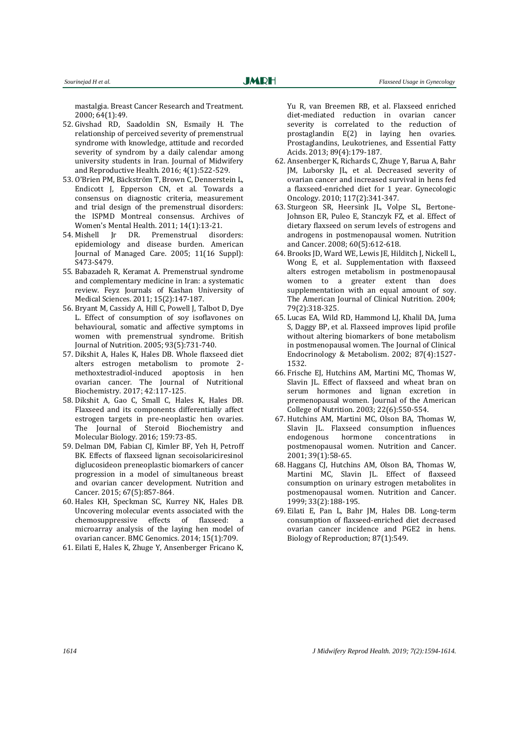mastalgia. Breast Cancer Research and Treatment. 2000; 64(1):49.

52. Givshad RD, Saadoldin SN, Esmaily H. The relationship of perceived severity of premenstrual syndrome with knowledge, attitude and recorded severity of syndrom by a daily calendar among university students in Iran. Journal of Midwifery and Reproductive Health. 2016; 4(1):522-529.
53. O'Brien PM, Bäckström T, Brown C, Dennerstein L, Endicott J, Epperson CN, et al. Towards a consensus on diagnostic criteria, measurement and trial design of the premenstrual disorders: the ISPMD Montreal consensus. Archives of Women's Mental Health. 2011; 14(1):13-21.
54. Mishell Jr DR. Premenstrual disorders: epidemiology and disease burden. American Journal of Managed Care. 2005; 11(16 Suppl): S473-S479.
55. Babazadeh R, Keramat A. Premenstrual syndrome and complementary medicine in Iran: a systematic review. Feyz Journals of Kashan University of Medical Sciences. 2011; 15(2):147-187.
56. Bryant M, Cassidy A, Hill C, Powell J, Talbot D, Dye L. Effect of consumption of soy isoflavones on behavioural, somatic and affective symptoms in women with premenstrual syndrome. British Journal of Nutrition. 2005; 93(5):731-740.
57. Dikshit A, Hales K, Hales DB. Whole flaxseed diet alters estrogen metabolism to promote 2-methoxtestradiol-induced apoptosis in hen ovarian cancer. The Journal of Nutritional Biochemistry. 2017; 42:117-125.
58. Dikshit A, Gao C, Small C, Hales K, Hales DB. Flaxseed and its components differentially affect estrogen targets in pre-neoplastic hen ovaries. The Journal of Steroid Biochemistry and Molecular Biology. 2016; 159:73-85.
59. Delman DM, Fabian CJ, Kimler BF, Yeh H, Petroff BK. Effects of flaxseed lignan secoisolariciresinol diglucosideon preneoplastic biomarkers of cancer progression in a model of simultaneous breast and ovarian cancer development. Nutrition and Cancer. 2015; 67(5):857-864.
60. Hales KH, Speckman SC, Kurrey NK, Hales DB. Uncovering molecular events associated with the chemosuppressive effects of flaxseed: a microarray analysis of the laying hen model of ovarian cancer. BMC Genomics. 2014; 15(1):709.
61. Eilati E, Hales K, Zhuge Y, Ansenberger Fricano K, Yu R, van Breemen RB, et al. Flaxseed enriched diet-mediated reduction in ovarian cancer severity is correlated to the reduction of prostaglandin E(2) in laying hen ovaries. Prostaglandins, Leukotrienes, and Essential Fatty Acids. 2013; 89(4):179-187.
62. Ansenberger K, Richards C, Zhuge Y, Barua A, Bahr JM, Luborsky JL, et al. Decreased severity of ovarian cancer and increased survival in hens fed a flaxseed-enriched diet for 1 year. Gynecologic Oncology. 2010; 117(2):341-347.
63. Sturgeon SR, Heersink JL, Volpe SL, Bertone-Johnson ER, Puleo E, Stanczyk FZ, et al. Effect of dietary flaxseed on serum levels of estrogens and androgens in postmenopausal women. Nutrition and Cancer. 2008; 60(5):612-618.
64. Brooks JD, Ward WE, Lewis JE, Hilditch J, Nickell L, Wong E, et al. Supplementation with flaxseed alters estrogen metabolism in postmenopausal women to a greater extent than does supplementation with an equal amount of soy. The American Journal of Clinical Nutrition. 2004; 79(2):318-325.
65. Lucas EA, Wild RD, Hammond LJ, Khalil DA, Juma S, Daggy BP, et al. Flaxseed improves lipid profile without altering biomarkers of bone metabolism in postmenopausal women. The Journal of Clinical Endocrinology & Metabolism. 2002; 87(4):1527-1532.
66. Frische EJ, Hutchins AM, Martini MC, Thomas W, Slavin JL. Effect of flaxseed and wheat bran on serum hormones and lignan excretion in premenopausal women. Journal of the American College of Nutrition. 2003; 22(6):550-554.
67. Hutchins AM, Martini MC, Olson BA, Thomas W, Slavin JL. Flaxseed consumption influences endogenous hormone concentrations in postmenopausal women. Nutrition and Cancer. 2001; 39(1):58-65.
68. Haggans CJ, Hutchins AM, Olson BA, Thomas W, Martini MC, Slavin JL. Effect of flaxseed consumption on urinary estrogen metabolites in postmenopausal women. Nutrition and Cancer. 1999; 33(2):188-195.
69. Eilati E, Pan L, Bahr JM, Hales DB. Long-term consumption of flaxseed-enriched diet decreased ovarian cancer incidence and PGE2 in hens. Biology of Reproduction; 87(1):549.